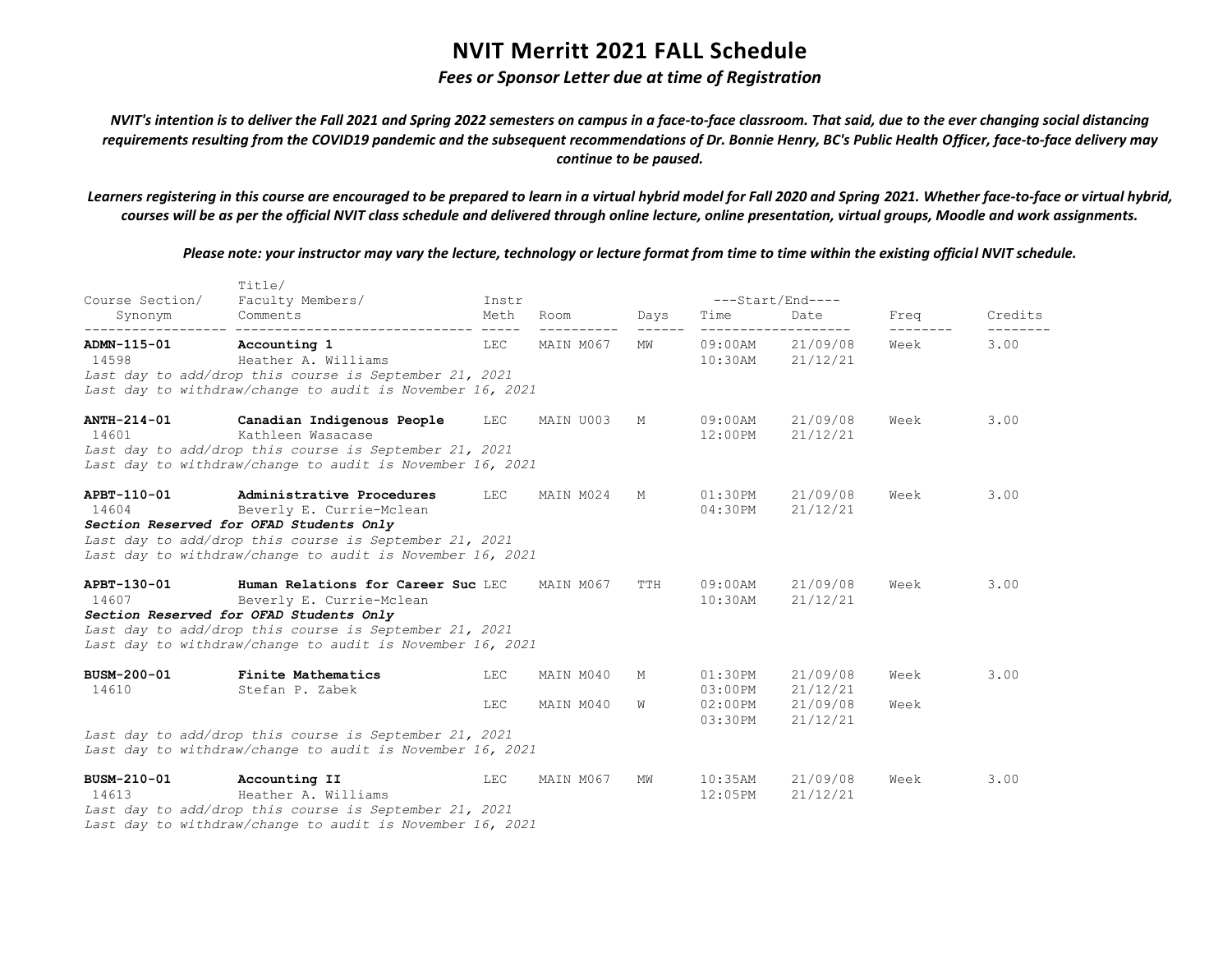# NVIT Merritt 2021 FALL Schedule

***Fees or Sponsor Letter due at time of Registration***

***NVIT's intention is to deliver the Fall 2021 and Spring 2022 semesters on campus in a face-to-face classroom. That said, due to the ever changing social distancing requirements resulting from the COVID19 pandemic and the subsequent recommendations of Dr. Bonnie Henry, BC's Public Health Officer, face-to-face delivery may continue to be paused.***

***Learners registering in this course are encouraged to be prepared to learn in a virtual hybrid model for Fall 2020 and Spring 2021. Whether face-to-face or virtual hybrid, courses will be as per the official NVIT class schedule and delivered through online lecture, online presentation, virtual groups, Moodle and work assignments.***

***Please note: your instructor may vary the lecture, technology or lecture format from time to time within the existing official NVIT schedule.***

| Course Section/ Synonym | Title/ Faculty Members/ Comments | Instr Meth | Room | Days | Start/End Time | Start/End Date | Freq | Credits |
|---|---|---|---|---|---|---|---|---|
| **ADMN-115-01** 14598 | **Accounting 1** Heather A. Williams | LEC | MAIN M067 | MW | 09:00AM 10:30AM | 21/09/08 21/12/21 | Week | 3.00 |
| | *Last day to add/drop this course is September 21, 2021* *Last day to withdraw/change to audit is November 16, 2021* | | | | | | | |
| **ANTH-214-01** 14601 | **Canadian Indigenous People** Kathleen Wasacase | LEC | MAIN U003 | M | 09:00AM 12:00PM | 21/09/08 21/12/21 | Week | 3.00 |
| | *Last day to add/drop this course is September 21, 2021* *Last day to withdraw/change to audit is November 16, 2021* | | | | | | | |
| **APBT-110-01** 14604 | **Administrative Procedures** Beverly E. Currie-Mclean | LEC | MAIN M024 | M | 01:30PM 04:30PM | 21/09/08 21/12/21 | Week | 3.00 |
| | ***Section Reserved for OFAD Students Only*** *Last day to add/drop this course is September 21, 2021* *Last day to withdraw/change to audit is November 16, 2021* | | | | | | | |
| **APBT-130-01** 14607 | **Human Relations for Career Suc** Beverly E. Currie-Mclean | LEC | MAIN M067 | TTH | 09:00AM 10:30AM | 21/09/08 21/12/21 | Week | 3.00 |
| | ***Section Reserved for OFAD Students Only*** *Last day to add/drop this course is September 21, 2021* *Last day to withdraw/change to audit is November 16, 2021* | | | | | | | |
| **BUSM-200-01** 14610 | **Finite Mathematics** Stefan P. Zabek | LEC | MAIN M040 | M | 01:30PM 03:00PM | 21/09/08 21/12/21 | Week | 3.00 |
| | | LEC | MAIN M040 | W | 02:00PM 03:30PM | 21/09/08 21/12/21 | Week | |
| | *Last day to add/drop this course is September 21, 2021* *Last day to withdraw/change to audit is November 16, 2021* | | | | | | | |
| **BUSM-210-01** 14613 | **Accounting II** Heather A. Williams | LEC | MAIN M067 | MW | 10:35AM 12:05PM | 21/09/08 21/12/21 | Week | 3.00 |
| | *Last day to add/drop this course is September 21, 2021* *Last day to withdraw/change to audit is November 16, 2021* | | | | | | | |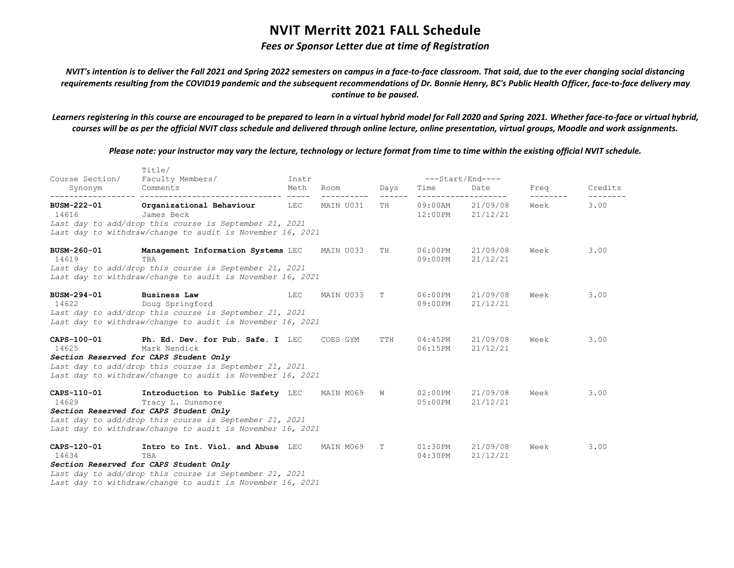# NVIT Merritt 2021 FALL Schedule

*Fees or Sponsor Letter due at time of Registration*

***NVIT's intention is to deliver the Fall 2021 and Spring 2022 semesters on campus in a face-to-face classroom. That said, due to the ever changing social distancing requirements resulting from the COVID19 pandemic and the subsequent recommendations of Dr. Bonnie Henry, BC's Public Health Officer, face-to-face delivery may continue to be paused.***

***Learners registering in this course are encouraged to be prepared to learn in a virtual hybrid model for Fall 2020 and Spring 2021. Whether face-to-face or virtual hybrid, courses will be as per the official NVIT class schedule and delivered through online lecture, online presentation, virtual groups, Moodle and work assignments.***

***Please note: your instructor may vary the lecture, technology or lecture format from time to time within the existing official NVIT schedule.***

| Course Section/ Synonym | Title/ Faculty Members/ Comments | Instr Meth | Room | Days | Start/End Time | Start/End Date | Freq | Credits |
|---|---|---|---|---|---|---|---|---|
| **BUSM-222-01** 14616 | **Organizational Behaviour** James Beck *Last day to add/drop this course is September 21, 2021* *Last day to withdraw/change to audit is November 16, 2021* | LEC | MAIN U031 | TH | 09:00AM 12:00PM | 21/09/08 21/12/21 | Week | 3.00 |
| **BUSM-260-01** 14619 | **Management Information Systems** TBA *Last day to add/drop this course is September 21, 2021* *Last day to withdraw/change to audit is November 16, 2021* | LEC | MAIN U033 | TH | 06:00PM 09:00PM | 21/09/08 21/12/21 | Week | 3.00 |
| **BUSM-294-01** 14622 | **Business Law** Doug Springford *Last day to add/drop this course is September 21, 2021* *Last day to withdraw/change to audit is November 16, 2021* | LEC | MAIN U033 | T | 06:00PM 09:00PM | 21/09/08 21/12/21 | Week | 3.00 |
| **CAPS-100-01** 14625 | **Ph. Ed. Dev. for Pub. Safe. I** Mark Nendick ***Section Reserved for CAPS Student Only*** *Last day to add/drop this course is September 21, 2021* *Last day to withdraw/change to audit is November 16, 2021* | LEC | COES GYM | TTH | 04:45PM 06:15PM | 21/09/08 21/12/21 | Week | 3.00 |
| **CAPS-110-01** 14629 | **Introduction to Public Safety** Tracy L. Dunsmore ***Section Reserved for CAPS Student Only*** *Last day to add/drop this course is September 21, 2021* *Last day to withdraw/change to audit is November 16, 2021* | LEC | MAIN M069 | W | 02:00PM 05:00PM | 21/09/08 21/12/21 | Week | 3.00 |
| **CAPS-120-01** 14634 | **Intro to Int. Viol. and Abuse** TBA ***Section Reserved for CAPS Student Only*** *Last day to add/drop this course is September 21, 2021* *Last day to withdraw/change to audit is November 16, 2021* | LEC | MAIN M069 | T | 01:30PM 04:30PM | 21/09/08 21/12/21 | Week | 3.00 |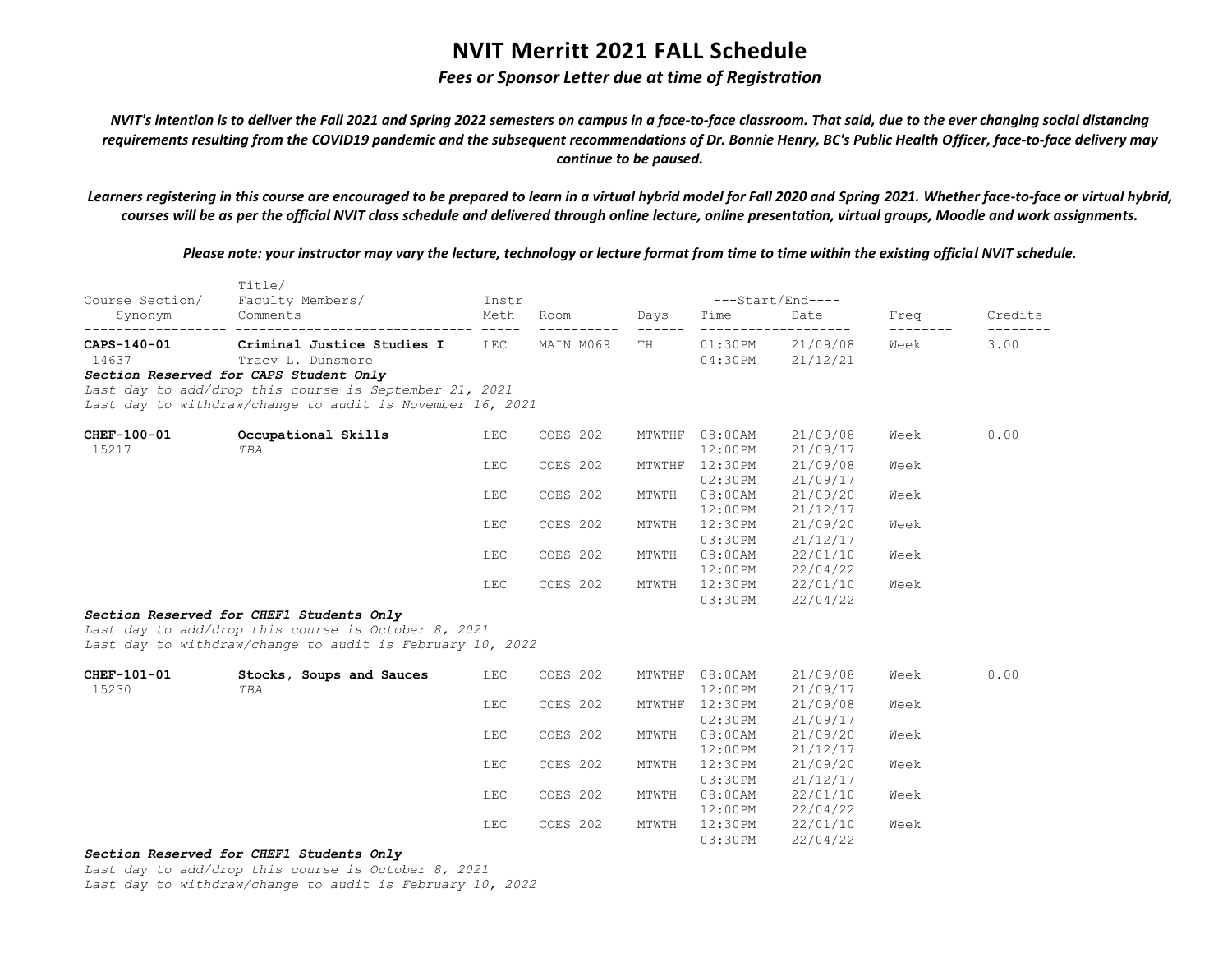# NVIT Merritt 2021 FALL Schedule

***Fees or Sponsor Letter due at time of Registration***

***NVIT's intention is to deliver the Fall 2021 and Spring 2022 semesters on campus in a face-to-face classroom. That said, due to the ever changing social distancing requirements resulting from the COVID19 pandemic and the subsequent recommendations of Dr. Bonnie Henry, BC's Public Health Officer, face-to-face delivery may continue to be paused.***

***Learners registering in this course are encouraged to be prepared to learn in a virtual hybrid model for Fall 2020 and Spring 2021. Whether face-to-face or virtual hybrid, courses will be as per the official NVIT class schedule and delivered through online lecture, online presentation, virtual groups, Moodle and work assignments.***

***Please note: your instructor may vary the lecture, technology or lecture format from time to time within the existing official NVIT schedule.***

| Course Section/ Synonym | Title/ Faculty Members/ Comments | Instr Meth | Room | Days | Start/End Time | Start/End Date | Freq | Credits |
|---|---|---|---|---|---|---|---|---|
| **CAPS-140-01** 14637 | **Criminal Justice Studies I** Tracy L. Dunsmore | LEC | MAIN M069 | TH | 01:30PM 04:30PM | 21/09/08 21/12/21 | Week | 3.00 |

***Section Reserved for CAPS Student Only***
*Last day to add/drop this course is September 21, 2021*
*Last day to withdraw/change to audit is November 16, 2021*

| Course Section/ Synonym | Title/ Faculty Members/ Comments | Instr Meth | Room | Days | Start/End Time | Start/End Date | Freq | Credits |
|---|---|---|---|---|---|---|---|---|
| **CHEF-100-01** 15217 | **Occupational Skills** *TBA* | LEC | COES 202 | MTWTHF | 08:00AM 12:00PM | 21/09/08 21/09/17 | Week | 0.00 |
| | | LEC | COES 202 | MTWTHF | 12:30PM 02:30PM | 21/09/08 21/09/17 | Week | |
| | | LEC | COES 202 | MTWTH | 08:00AM 12:00PM | 21/09/20 21/12/17 | Week | |
| | | LEC | COES 202 | MTWTH | 12:30PM 03:30PM | 21/09/20 21/12/17 | Week | |
| | | LEC | COES 202 | MTWTH | 08:00AM 12:00PM | 22/01/10 22/04/22 | Week | |
| | | LEC | COES 202 | MTWTH | 12:30PM 03:30PM | 22/01/10 22/04/22 | Week | |

***Section Reserved for CHEF1 Students Only***
*Last day to add/drop this course is October 8, 2021*
*Last day to withdraw/change to audit is February 10, 2022*

| Course Section/ Synonym | Title/ Faculty Members/ Comments | Instr Meth | Room | Days | Start/End Time | Start/End Date | Freq | Credits |
|---|---|---|---|---|---|---|---|---|
| **CHEF-101-01** 15230 | **Stocks, Soups and Sauces** *TBA* | LEC | COES 202 | MTWTHF | 08:00AM 12:00PM | 21/09/08 21/09/17 | Week | 0.00 |
| | | LEC | COES 202 | MTWTHF | 12:30PM 02:30PM | 21/09/08 21/09/17 | Week | |
| | | LEC | COES 202 | MTWTH | 08:00AM 12:00PM | 21/09/20 21/12/17 | Week | |
| | | LEC | COES 202 | MTWTH | 12:30PM 03:30PM | 21/09/20 21/12/17 | Week | |
| | | LEC | COES 202 | MTWTH | 08:00AM 12:00PM | 22/01/10 22/04/22 | Week | |
| | | LEC | COES 202 | MTWTH | 12:30PM 03:30PM | 22/01/10 22/04/22 | Week | |

***Section Reserved for CHEF1 Students Only***
*Last day to add/drop this course is October 8, 2021*
*Last day to withdraw/change to audit is February 10, 2022*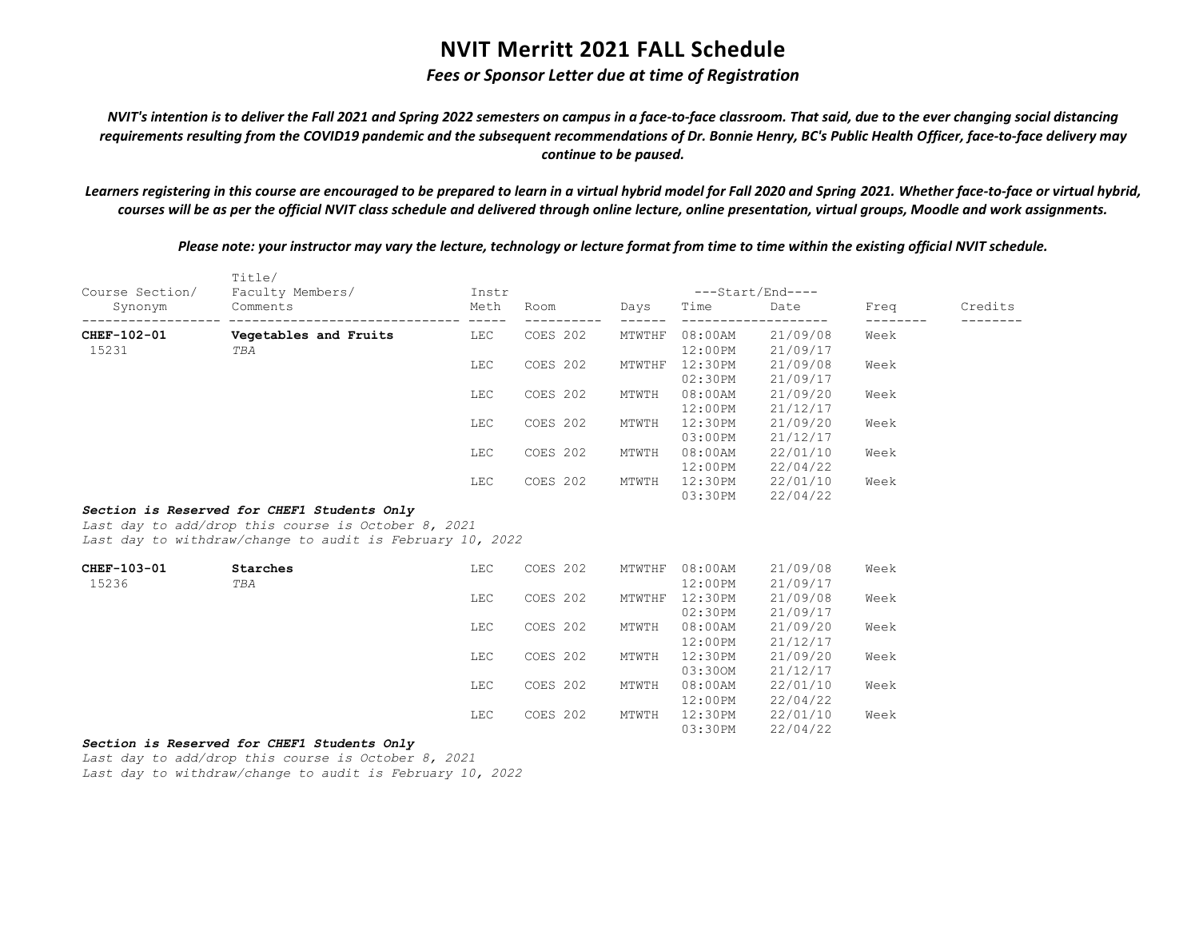# NVIT Merritt 2021 FALL Schedule

***Fees or Sponsor Letter due at time of Registration***

***NVIT's intention is to deliver the Fall 2021 and Spring 2022 semesters on campus in a face-to-face classroom. That said, due to the ever changing social distancing requirements resulting from the COVID19 pandemic and the subsequent recommendations of Dr. Bonnie Henry, BC's Public Health Officer, face-to-face delivery may continue to be paused.***

***Learners registering in this course are encouraged to be prepared to learn in a virtual hybrid model for Fall 2020 and Spring 2021. Whether face-to-face or virtual hybrid, courses will be as per the official NVIT class schedule and delivered through online lecture, online presentation, virtual groups, Moodle and work assignments.***

***Please note: your instructor may vary the lecture, technology or lecture format from time to time within the existing official NVIT schedule.***

| Course Section/ Synonym | Title/ Faculty Members/ Comments | Instr Meth | Room | Days | Start/End Time | Start/End Date | Freq | Credits |
|---|---|---|---|---|---|---|---|---|
| **CHEF-102-01** 15231 | **Vegetables and Fruits** *TBA* | LEC | COES 202 | MTWTHF | 08:00AM 12:00PM | 21/09/08 21/09/17 | Week | |
| | | LEC | COES 202 | MTWTHF | 12:30PM 02:30PM | 21/09/08 21/09/17 | Week | |
| | | LEC | COES 202 | MTWTH | 08:00AM 12:00PM | 21/09/20 21/12/17 | Week | |
| | | LEC | COES 202 | MTWTH | 12:30PM 03:00PM | 21/09/20 21/12/17 | Week | |
| | | LEC | COES 202 | MTWTH | 08:00AM 12:00PM | 22/01/10 22/04/22 | Week | |
| | | LEC | COES 202 | MTWTH | 12:30PM 03:30PM | 22/01/10 22/04/22 | Week | |

***Section is Reserved for CHEF1 Students Only***
*Last day to add/drop this course is October 8, 2021*
*Last day to withdraw/change to audit is February 10, 2022*

| Course Section/ Synonym | Title/ Faculty Members/ Comments | Instr Meth | Room | Days | Start/End Time | Start/End Date | Freq | Credits |
|---|---|---|---|---|---|---|---|---|
| **CHEF-103-01** 15236 | **Starches** *TBA* | LEC | COES 202 | MTWTHF | 08:00AM 12:00PM | 21/09/08 21/09/17 | Week | |
| | | LEC | COES 202 | MTWTHF | 12:30PM 02:30PM | 21/09/08 21/09/17 | Week | |
| | | LEC | COES 202 | MTWTH | 08:00AM 12:00PM | 21/09/20 21/12/17 | Week | |
| | | LEC | COES 202 | MTWTH | 12:30PM 03:30OM | 21/09/20 21/12/17 | Week | |
| | | LEC | COES 202 | MTWTH | 08:00AM 12:00PM | 22/01/10 22/04/22 | Week | |
| | | LEC | COES 202 | MTWTH | 12:30PM 03:30PM | 22/01/10 22/04/22 | Week | |

***Section is Reserved for CHEF1 Students Only***
*Last day to add/drop this course is October 8, 2021*
*Last day to withdraw/change to audit is February 10, 2022*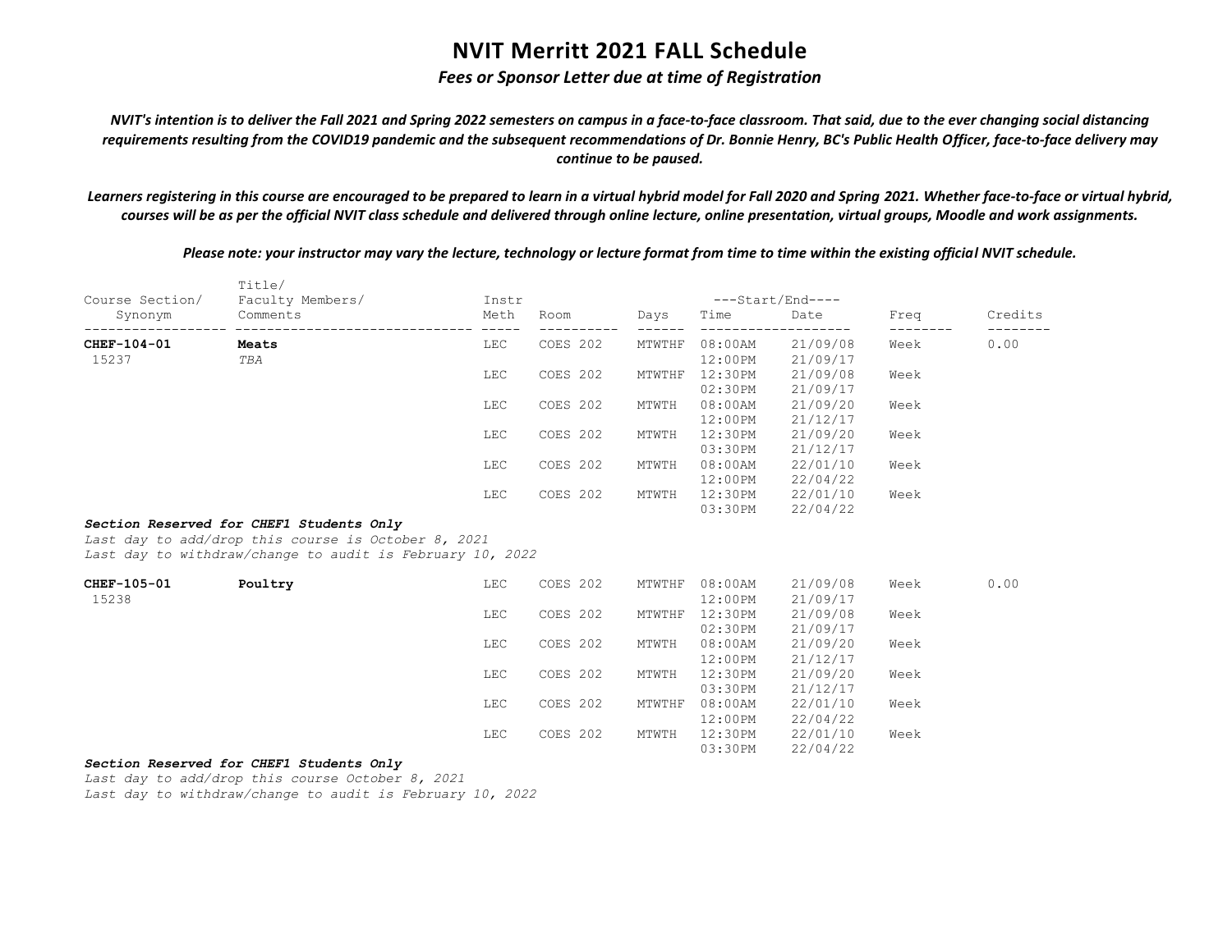# NVIT Merritt 2021 FALL Schedule

***Fees or Sponsor Letter due at time of Registration***

***NVIT's intention is to deliver the Fall 2021 and Spring 2022 semesters on campus in a face-to-face classroom. That said, due to the ever changing social distancing requirements resulting from the COVID19 pandemic and the subsequent recommendations of Dr. Bonnie Henry, BC's Public Health Officer, face-to-face delivery may continue to be paused.***

***Learners registering in this course are encouraged to be prepared to learn in a virtual hybrid model for Fall 2020 and Spring 2021. Whether face-to-face or virtual hybrid, courses will be as per the official NVIT class schedule and delivered through online lecture, online presentation, virtual groups, Moodle and work assignments.***

***Please note: your instructor may vary the lecture, technology or lecture format from time to time within the existing official NVIT schedule.***

| Course Section/ Synonym | Title/ Faculty Members/ Comments | Instr Meth | Room | Days | Start/End Time | Start/End Date | Freq | Credits |
|---|---|---|---|---|---|---|---|---|
| **CHEF-104-01** 15237 | **Meats** *TBA* | LEC | COES 202 | MTWTHF | 08:00AM 12:00PM | 21/09/08 21/09/17 | Week | 0.00 |
| | | LEC | COES 202 | MTWTHF | 12:30PM 02:30PM | 21/09/08 21/09/17 | Week | |
| | | LEC | COES 202 | MTWTH | 08:00AM 12:00PM | 21/09/20 21/12/17 | Week | |
| | | LEC | COES 202 | MTWTH | 12:30PM 03:30PM | 21/09/20 21/12/17 | Week | |
| | | LEC | COES 202 | MTWTH | 08:00AM 12:00PM | 22/01/10 22/04/22 | Week | |
| | | LEC | COES 202 | MTWTH | 12:30PM 03:30PM | 22/01/10 22/04/22 | Week | |

***Section Reserved for CHEF1 Students Only***
*Last day to add/drop this course is October 8, 2021*
*Last day to withdraw/change to audit is February 10, 2022*

| Course Section/ Synonym | Title/ Faculty Members/ Comments | Instr Meth | Room | Days | Start/End Time | Start/End Date | Freq | Credits |
|---|---|---|---|---|---|---|---|---|
| **CHEF-105-01** 15238 | **Poultry** | LEC | COES 202 | MTWTHF | 08:00AM 12:00PM | 21/09/08 21/09/17 | Week | 0.00 |
| | | LEC | COES 202 | MTWTHF | 12:30PM 02:30PM | 21/09/08 21/09/17 | Week | |
| | | LEC | COES 202 | MTWTH | 08:00AM 12:00PM | 21/09/20 21/12/17 | Week | |
| | | LEC | COES 202 | MTWTH | 12:30PM 03:30PM | 21/09/20 21/12/17 | Week | |
| | | LEC | COES 202 | MTWTHF | 08:00AM 12:00PM | 22/01/10 22/04/22 | Week | |
| | | LEC | COES 202 | MTWTH | 12:30PM 03:30PM | 22/01/10 22/04/22 | Week | |

***Section Reserved for CHEF1 Students Only***
*Last day to add/drop this course October 8, 2021*
*Last day to withdraw/change to audit is February 10, 2022*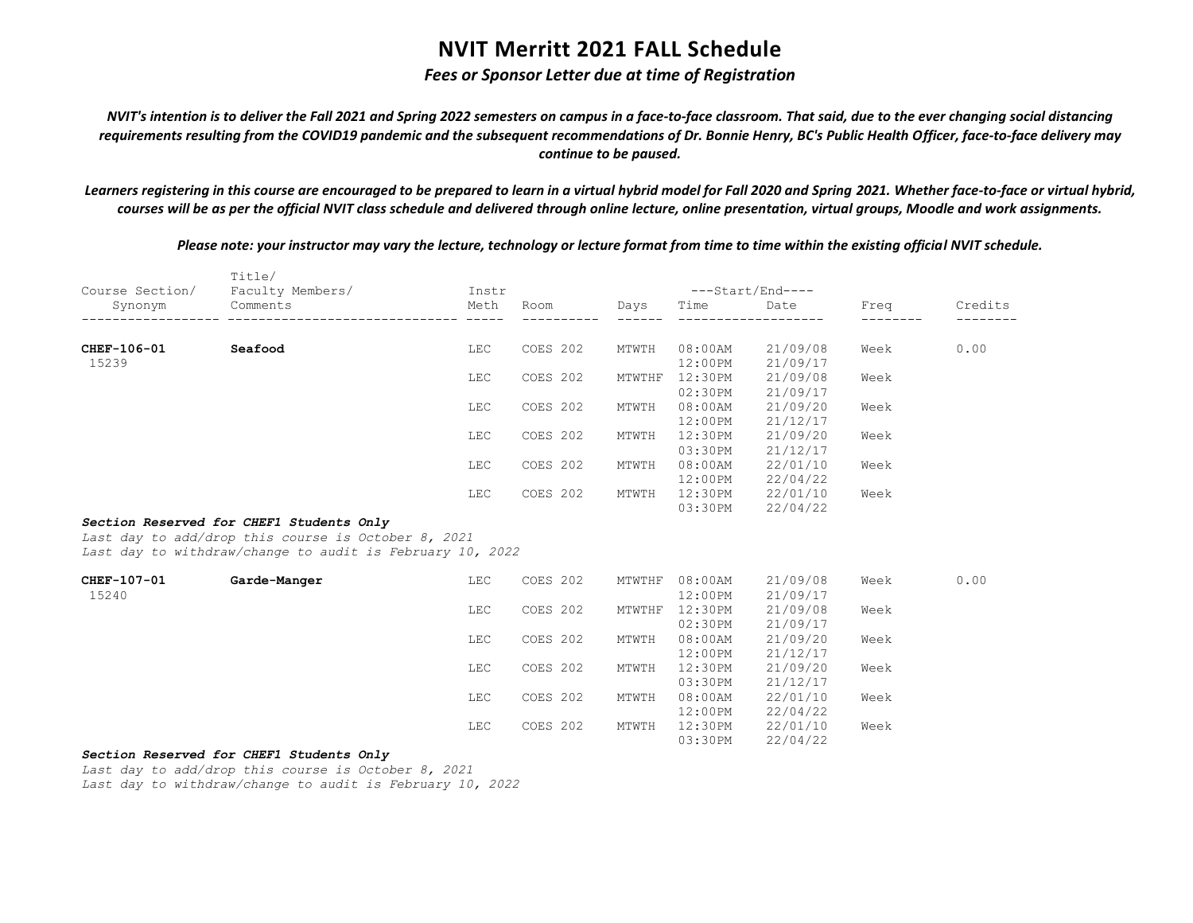# NVIT Merritt 2021 FALL Schedule

*Fees or Sponsor Letter due at time of Registration*

***NVIT's intention is to deliver the Fall 2021 and Spring 2022 semesters on campus in a face-to-face classroom. That said, due to the ever changing social distancing requirements resulting from the COVID19 pandemic and the subsequent recommendations of Dr. Bonnie Henry, BC's Public Health Officer, face-to-face delivery may continue to be paused.***

***Learners registering in this course are encouraged to be prepared to learn in a virtual hybrid model for Fall 2020 and Spring 2021. Whether face-to-face or virtual hybrid, courses will be as per the official NVIT class schedule and delivered through online lecture, online presentation, virtual groups, Moodle and work assignments.***

***Please note: your instructor may vary the lecture, technology or lecture format from time to time within the existing official NVIT schedule.***

| Course Section/ Synonym | Title/ Faculty Members/ Comments | Instr Meth | Room | Days | Start/End Time | Start/End Date | Freq | Credits |
|---|---|---|---|---|---|---|---|---|
| **CHEF-106-01** 15239 | **Seafood** | LEC | COES 202 | MTWTH | 08:00AM 12:00PM | 21/09/08 21/09/17 | Week | 0.00 |
| | | LEC | COES 202 | MTWTHF | 12:30PM 02:30PM | 21/09/08 21/09/17 | Week | |
| | | LEC | COES 202 | MTWTH | 08:00AM 12:00PM | 21/09/20 21/12/17 | Week | |
| | | LEC | COES 202 | MTWTH | 12:30PM 03:30PM | 21/09/20 21/12/17 | Week | |
| | | LEC | COES 202 | MTWTH | 08:00AM 12:00PM | 22/01/10 22/04/22 | Week | |
| | | LEC | COES 202 | MTWTH | 12:30PM 03:30PM | 22/01/10 22/04/22 | Week | |

***Section Reserved for CHEF1 Students Only***
*Last day to add/drop this course is October 8, 2021*
*Last day to withdraw/change to audit is February 10, 2022*

| Course Section/ Synonym | Title/ Faculty Members/ Comments | Instr Meth | Room | Days | Start/End Time | Start/End Date | Freq | Credits |
|---|---|---|---|---|---|---|---|---|
| **CHEF-107-01** 15240 | **Garde-Manger** | LEC | COES 202 | MTWTHF | 08:00AM 12:00PM | 21/09/08 21/09/17 | Week | 0.00 |
| | | LEC | COES 202 | MTWTHF | 12:30PM 02:30PM | 21/09/08 21/09/17 | Week | |
| | | LEC | COES 202 | MTWTH | 08:00AM 12:00PM | 21/09/20 21/12/17 | Week | |
| | | LEC | COES 202 | MTWTH | 12:30PM 03:30PM | 21/09/20 21/12/17 | Week | |
| | | LEC | COES 202 | MTWTH | 08:00AM 12:00PM | 22/01/10 22/04/22 | Week | |
| | | LEC | COES 202 | MTWTH | 12:30PM 03:30PM | 22/01/10 22/04/22 | Week | |

***Section Reserved for CHEF1 Students Only***
*Last day to add/drop this course is October 8, 2021*
*Last day to withdraw/change to audit is February 10, 2022*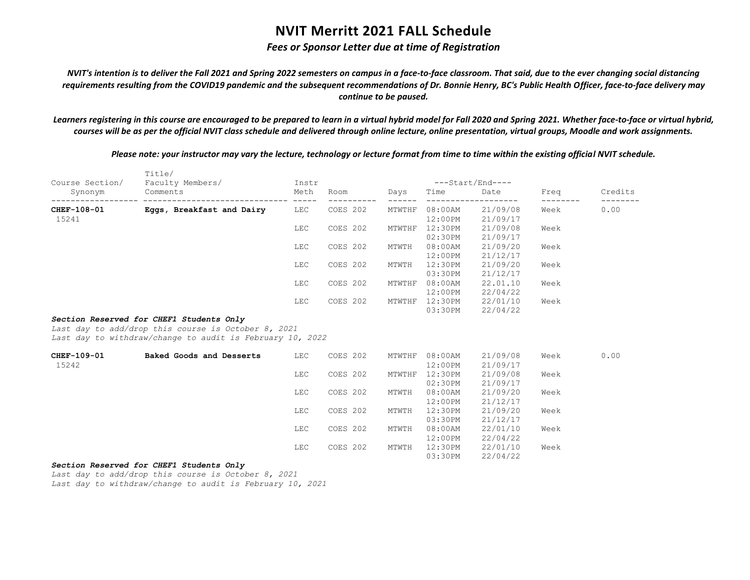# NVIT Merritt 2021 FALL Schedule

## *Fees or Sponsor Letter due at time of Registration*

***NVIT's intention is to deliver the Fall 2021 and Spring 2022 semesters on campus in a face-to-face classroom. That said, due to the ever changing social distancing requirements resulting from the COVID19 pandemic and the subsequent recommendations of Dr. Bonnie Henry, BC's Public Health Officer, face-to-face delivery may continue to be paused.***

***Learners registering in this course are encouraged to be prepared to learn in a virtual hybrid model for Fall 2020 and Spring 2021. Whether face-to-face or virtual hybrid, courses will be as per the official NVIT class schedule and delivered through online lecture, online presentation, virtual groups, Moodle and work assignments.***

***Please note: your instructor may vary the lecture, technology or lecture format from time to time within the existing official NVIT schedule.***

| Course Section/ Synonym | Title/ Faculty Members/ Comments | Instr Meth | Room | Days | Start/End Time | Start/End Date | Freq | Credits |
|---|---|---|---|---|---|---|---|---|
| **CHEF-108-01** 15241 | **Eggs, Breakfast and Dairy** | LEC | COES 202 | MTWTHF | 08:00AM 12:00PM | 21/09/08 21/09/17 | Week | 0.00 |
| | | LEC | COES 202 | MTWTHF | 12:30PM 02:30PM | 21/09/08 21/09/17 | Week | |
| | | LEC | COES 202 | MTWTH | 08:00AM 12:00PM | 21/09/20 21/12/17 | Week | |
| | | LEC | COES 202 | MTWTH | 12:30PM 03:30PM | 21/09/20 21/12/17 | Week | |
| | | LEC | COES 202 | MTWTHF | 08:00AM 12:00PM | 22.01.10 22/04/22 | Week | |
| | | LEC | COES 202 | MTWTHF | 12:30PM 03:30PM | 22/01/10 22/04/22 | Week | |

***Section Reserved for CHEF1 Students Only***
*Last day to add/drop this course is October 8, 2021*
*Last day to withdraw/change to audit is February 10, 2022*

| Course Section/ Synonym | Title/ Faculty Members/ Comments | Instr Meth | Room | Days | Start/End Time | Start/End Date | Freq | Credits |
|---|---|---|---|---|---|---|---|---|
| **CHEF-109-01** 15242 | **Baked Goods and Desserts** | LEC | COES 202 | MTWTHF | 08:00AM 12:00PM | 21/09/08 21/09/17 | Week | 0.00 |
| | | LEC | COES 202 | MTWTHF | 12:30PM 02:30PM | 21/09/08 21/09/17 | Week | |
| | | LEC | COES 202 | MTWTH | 08:00AM 12:00PM | 21/09/20 21/12/17 | Week | |
| | | LEC | COES 202 | MTWTH | 12:30PM 03:30PM | 21/09/20 21/12/17 | Week | |
| | | LEC | COES 202 | MTWTH | 08:00AM 12:00PM | 22/01/10 22/04/22 | Week | |
| | | LEC | COES 202 | MTWTH | 12:30PM 03:30PM | 22/01/10 22/04/22 | Week | |

***Section Reserved for CHEF1 Students Only***
*Last day to add/drop this course is October 8, 2021*
*Last day to withdraw/change to audit is February 10, 2021*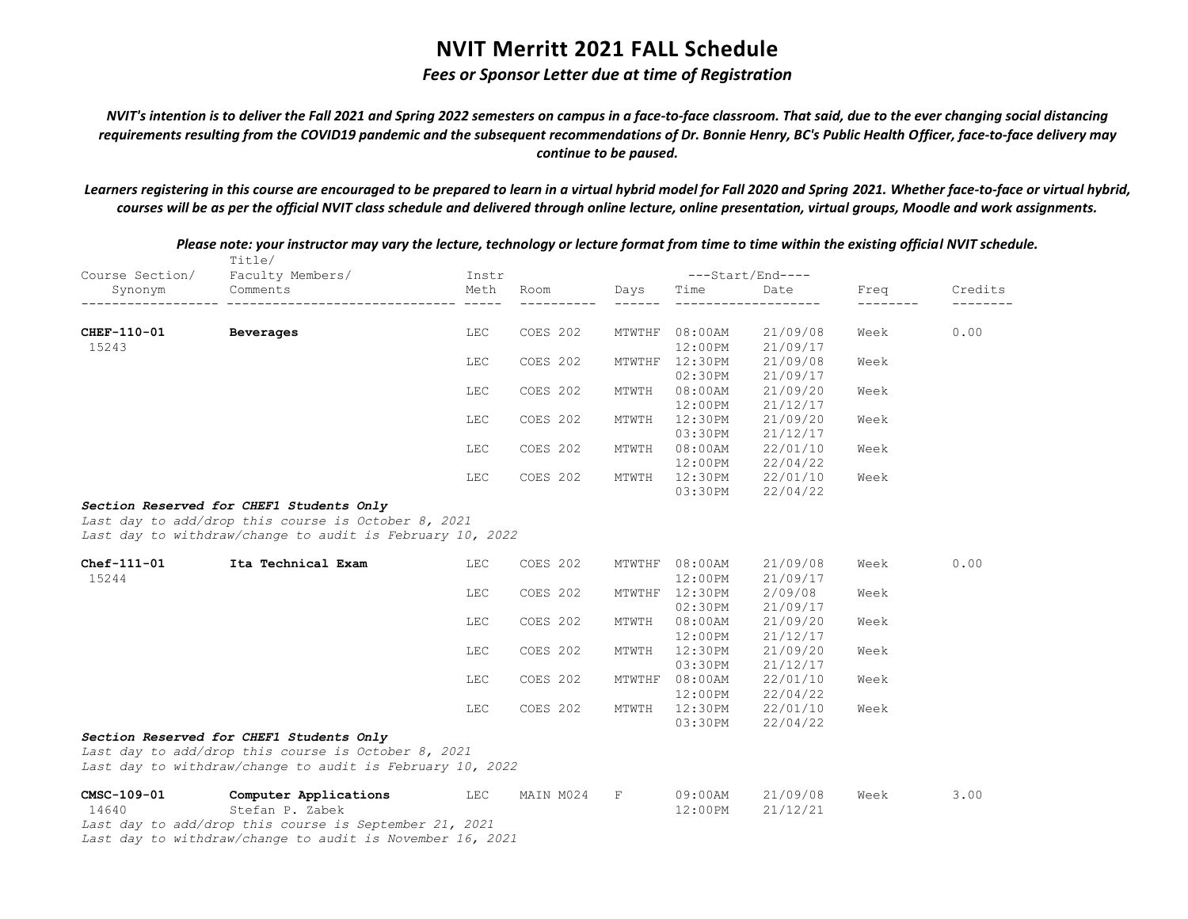# NVIT Merritt 2021 FALL Schedule

## *Fees or Sponsor Letter due at time of Registration*

***NVIT's intention is to deliver the Fall 2021 and Spring 2022 semesters on campus in a face-to-face classroom. That said, due to the ever changing social distancing requirements resulting from the COVID19 pandemic and the subsequent recommendations of Dr. Bonnie Henry, BC's Public Health Officer, face-to-face delivery may continue to be paused.***

***Learners registering in this course are encouraged to be prepared to learn in a virtual hybrid model for Fall 2020 and Spring 2021. Whether face-to-face or virtual hybrid, courses will be as per the official NVIT class schedule and delivered through online lecture, online presentation, virtual groups, Moodle and work assignments.***

***Please note: your instructor may vary the lecture, technology or lecture format from time to time within the existing official NVIT schedule.***

| Course Section/ Synonym | Title/ Faculty Members/ Comments | Instr Meth | Room | Days | Start/End Time | Start/End Date | Freq | Credits |
|---|---|---|---|---|---|---|---|---|
| **CHEF-110-01** 15243 | **Beverages** | LEC | COES 202 | MTWTHF | 08:00AM 12:00PM | 21/09/08 21/09/17 | Week | 0.00 |
| | | LEC | COES 202 | MTWTHF | 12:30PM 02:30PM | 21/09/08 21/09/17 | Week | |
| | | LEC | COES 202 | MTWTH | 08:00AM 12:00PM | 21/09/20 21/12/17 | Week | |
| | | LEC | COES 202 | MTWTH | 12:30PM 03:30PM | 21/09/20 21/12/17 | Week | |
| | | LEC | COES 202 | MTWTH | 08:00AM 12:00PM | 22/01/10 22/04/22 | Week | |
| | | LEC | COES 202 | MTWTH | 12:30PM 03:30PM | 22/01/10 22/04/22 | Week | |

***Section Reserved for CHEF1 Students Only***
*Last day to add/drop this course is October 8, 2021*
*Last day to withdraw/change to audit is February 10, 2022*

| Course Section/ Synonym | Title/ Faculty Members/ Comments | Instr Meth | Room | Days | Start/End Time | Start/End Date | Freq | Credits |
|---|---|---|---|---|---|---|---|---|
| **Chef-111-01** 15244 | **Ita Technical Exam** | LEC | COES 202 | MTWTHF | 08:00AM 12:00PM | 21/09/08 21/09/17 | Week | 0.00 |
| | | LEC | COES 202 | MTWTHF | 12:30PM 02:30PM | 2/09/08 21/09/17 | Week | |
| | | LEC | COES 202 | MTWTH | 08:00AM 12:00PM | 21/09/20 21/12/17 | Week | |
| | | LEC | COES 202 | MTWTH | 12:30PM 03:30PM | 21/09/20 21/12/17 | Week | |
| | | LEC | COES 202 | MTWTHF | 08:00AM 12:00PM | 22/01/10 22/04/22 | Week | |
| | | LEC | COES 202 | MTWTH | 12:30PM 03:30PM | 22/01/10 22/04/22 | Week | |

***Section Reserved for CHEF1 Students Only***
*Last day to add/drop this course is October 8, 2021*
*Last day to withdraw/change to audit is February 10, 2022*

| Course Section/ Synonym | Title/ Faculty Members/ Comments | Instr Meth | Room | Days | Start/End Time | Start/End Date | Freq | Credits |
|---|---|---|---|---|---|---|---|---|
| **CMSC-109-01** 14640 | **Computer Applications** Stefan P. Zabek | LEC | MAIN M024 | F | 09:00AM 12:00PM | 21/09/08 21/12/21 | Week | 3.00 |

*Last day to add/drop this course is September 21, 2021*
*Last day to withdraw/change to audit is November 16, 2021*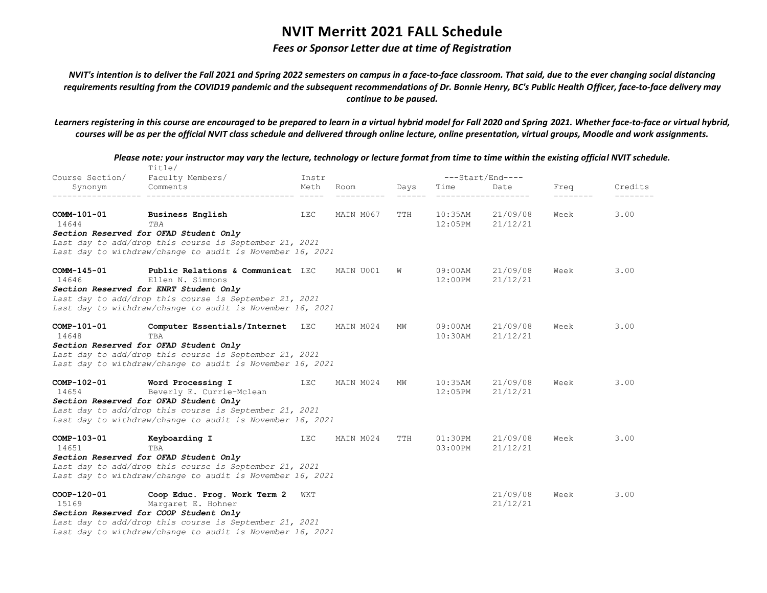# NVIT Merritt 2021 FALL Schedule

*Fees or Sponsor Letter due at time of Registration*

*NVIT's intention is to deliver the Fall 2021 and Spring 2022 semesters on campus in a face-to-face classroom. That said, due to the ever changing social distancing requirements resulting from the COVID19 pandemic and the subsequent recommendations of Dr. Bonnie Henry, BC's Public Health Officer, face-to-face delivery may continue to be paused.*

*Learners registering in this course are encouraged to be prepared to learn in a virtual hybrid model for Fall 2020 and Spring 2021. Whether face-to-face or virtual hybrid, courses will be as per the official NVIT class schedule and delivered through online lecture, online presentation, virtual groups, Moodle and work assignments.*

*Please note: your instructor may vary the lecture, technology or lecture format from time to time within the existing official NVIT schedule.*

| Course Section/ Synonym | Title/ Faculty Members/ Comments | Instr Meth | Room | Days | Start/End Time | Start/End Date | Freq | Credits |
|---|---|---|---|---|---|---|---|---|
| **COMM-101-01** 14644 | **Business English** *TBA* | LEC | MAIN M067 | TTH | 10:35AM 12:05PM | 21/09/08 21/12/21 | Week | 3.00 |
| | ***Section Reserved for OFAD Student Only*** *Last day to add/drop this course is September 21, 2021* *Last day to withdraw/change to audit is November 16, 2021* | | | | | | | |
| **COMM-145-01** 14646 | **Public Relations & Communicat** Ellen N. Simmons | LEC | MAIN U001 | W | 09:00AM 12:00PM | 21/09/08 21/12/21 | Week | 3.00 |
| | ***Section Reserved for ENRT Student Only*** *Last day to add/drop this course is September 21, 2021* *Last day to withdraw/change to audit is November 16, 2021* | | | | | | | |
| **COMP-101-01** 14648 | **Computer Essentials/Internet** TBA | LEC | MAIN M024 | MW | 09:00AM 10:30AM | 21/09/08 21/12/21 | Week | 3.00 |
| | ***Section Reserved for OFAD Student Only*** *Last day to add/drop this course is September 21, 2021* *Last day to withdraw/change to audit is November 16, 2021* | | | | | | | |
| **COMP-102-01** 14654 | **Word Processing I** Beverly E. Currie-Mclean | LEC | MAIN M024 | MW | 10:35AM 12:05PM | 21/09/08 21/12/21 | Week | 3.00 |
| | ***Section Reserved for OFAD Student Only*** *Last day to add/drop this course is September 21, 2021* *Last day to withdraw/change to audit is November 16, 2021* | | | | | | | |
| **COMP-103-01** 14651 | **Keyboarding I** TBA | LEC | MAIN M024 | TTH | 01:30PM 03:00PM | 21/09/08 21/12/21 | Week | 3.00 |
| | ***Section Reserved for OFAD Student Only*** *Last day to add/drop this course is September 21, 2021* *Last day to withdraw/change to audit is November 16, 2021* | | | | | | | |
| **COOP-120-01** 15169 | **Coop Educ. Prog. Work Term 2** Margaret E. Hohner | WKT | | | | 21/09/08 21/12/21 | Week | 3.00 |
| | ***Section Reserved for COOP Student Only*** *Last day to add/drop this course is September 21, 2021* *Last day to withdraw/change to audit is November 16, 2021* | | | | | | | |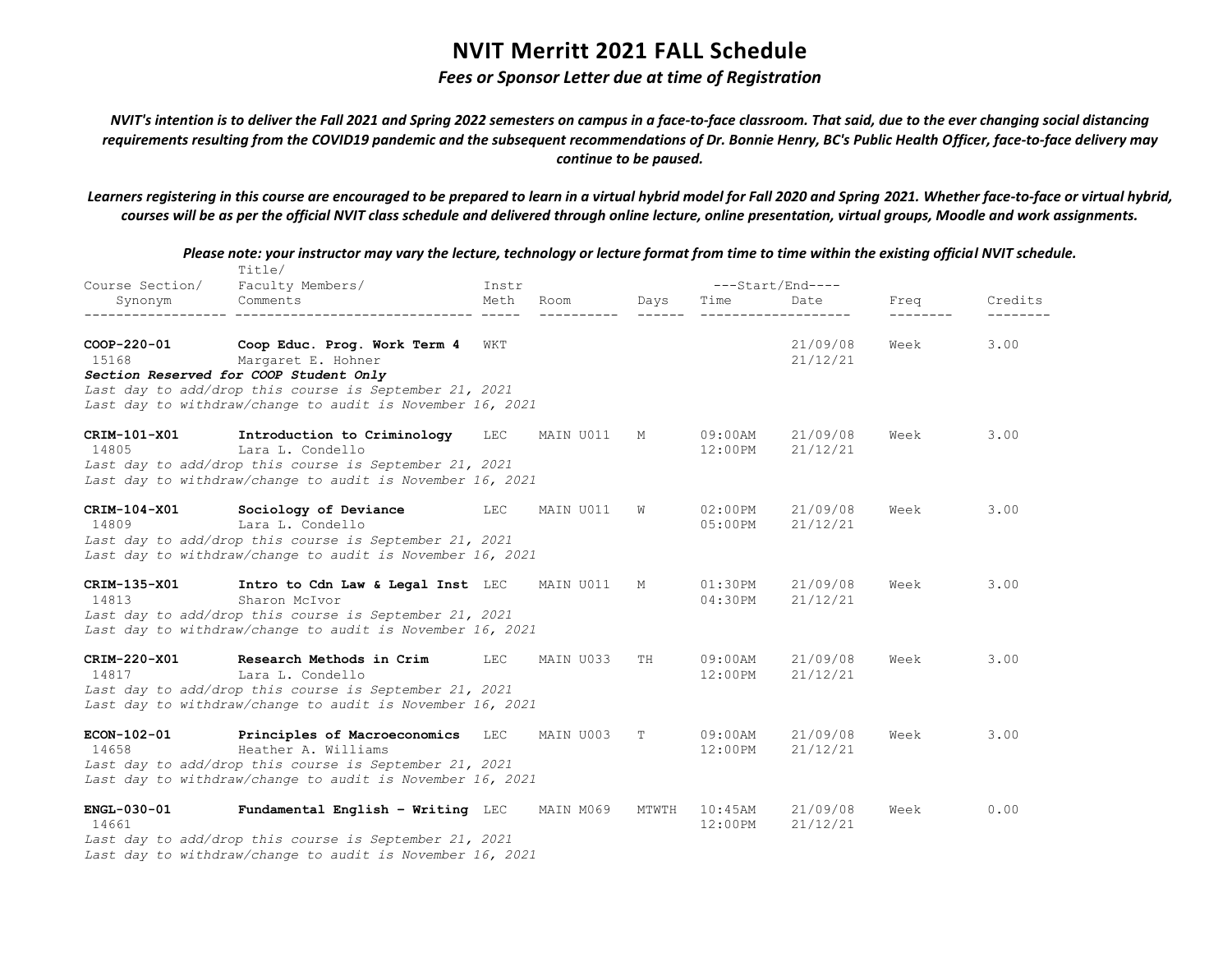# NVIT Merritt 2021 FALL Schedule

***Fees or Sponsor Letter due at time of Registration***

***NVIT's intention is to deliver the Fall 2021 and Spring 2022 semesters on campus in a face-to-face classroom. That said, due to the ever changing social distancing requirements resulting from the COVID19 pandemic and the subsequent recommendations of Dr. Bonnie Henry, BC's Public Health Officer, face-to-face delivery may continue to be paused.***

***Learners registering in this course are encouraged to be prepared to learn in a virtual hybrid model for Fall 2020 and Spring 2021. Whether face-to-face or virtual hybrid, courses will be as per the official NVIT class schedule and delivered through online lecture, online presentation, virtual groups, Moodle and work assignments.***

***Please note: your instructor may vary the lecture, technology or lecture format from time to time within the existing official NVIT schedule.***

| Course Section/ Synonym | Title/ Faculty Members/ Comments | Instr Meth | Room | Days | Start/End Time | Start/End Date | Freq | Credits |
|---|---|---|---|---|---|---|---|---|
| **COOP-220-01** 15168 | **Coop Educ. Prog. Work Term 4** Margaret E. Hohner | WKT | | | | 21/09/08 21/12/21 | Week | 3.00 |
| | ***Section Reserved for COOP Student Only*** *Last day to add/drop this course is September 21, 2021* *Last day to withdraw/change to audit is November 16, 2021* | | | | | | | |
| **CRIM-101-X01** 14805 | **Introduction to Criminology** Lara L. Condello | LEC | MAIN U011 | M | 09:00AM 12:00PM | 21/09/08 21/12/21 | Week | 3.00 |
| | *Last day to add/drop this course is September 21, 2021* *Last day to withdraw/change to audit is November 16, 2021* | | | | | | | |
| **CRIM-104-X01** 14809 | **Sociology of Deviance** Lara L. Condello | LEC | MAIN U011 | W | 02:00PM 05:00PM | 21/09/08 21/12/21 | Week | 3.00 |
| | *Last day to add/drop this course is September 21, 2021* *Last day to withdraw/change to audit is November 16, 2021* | | | | | | | |
| **CRIM-135-X01** 14813 | **Intro to Cdn Law & Legal Inst** Sharon McIvor | LEC | MAIN U011 | M | 01:30PM 04:30PM | 21/09/08 21/12/21 | Week | 3.00 |
| | *Last day to add/drop this course is September 21, 2021* *Last day to withdraw/change to audit is November 16, 2021* | | | | | | | |
| **CRIM-220-X01** 14817 | **Research Methods in Crim** Lara L. Condello | LEC | MAIN U033 | TH | 09:00AM 12:00PM | 21/09/08 21/12/21 | Week | 3.00 |
| | *Last day to add/drop this course is September 21, 2021* *Last day to withdraw/change to audit is November 16, 2021* | | | | | | | |
| **ECON-102-01** 14658 | **Principles of Macroeconomics** Heather A. Williams | LEC | MAIN U003 | T | 09:00AM 12:00PM | 21/09/08 21/12/21 | Week | 3.00 |
| | *Last day to add/drop this course is September 21, 2021* *Last day to withdraw/change to audit is November 16, 2021* | | | | | | | |
| **ENGL-030-01** 14661 | **Fundamental English - Writing** | LEC | MAIN M069 | MTWTH | 10:45AM 12:00PM | 21/09/08 21/12/21 | Week | 0.00 |
| | *Last day to add/drop this course is September 21, 2021* *Last day to withdraw/change to audit is November 16, 2021* | | | | | | | |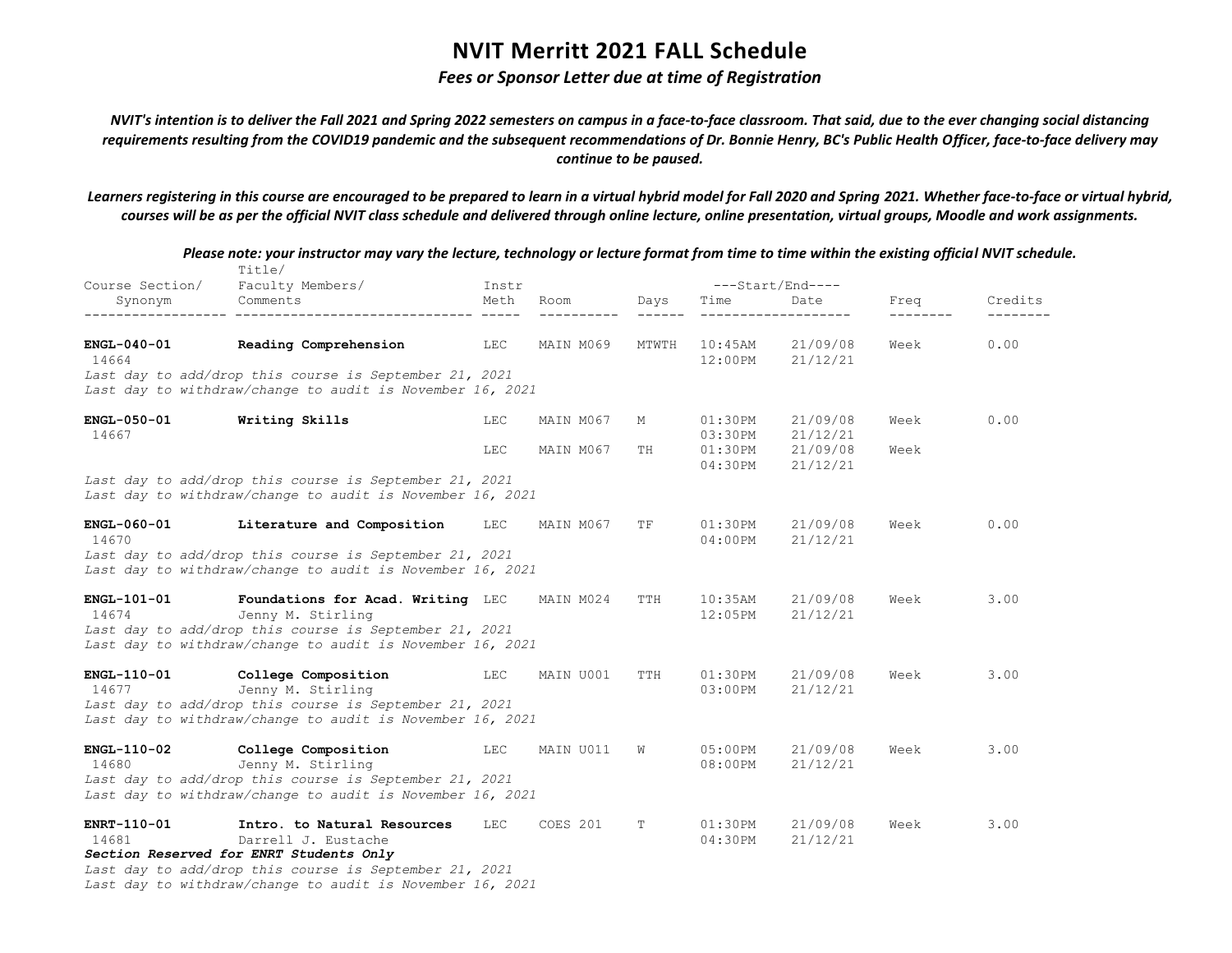# NVIT Merritt 2021 FALL Schedule

*Fees or Sponsor Letter due at time of Registration*

*NVIT's intention is to deliver the Fall 2021 and Spring 2022 semesters on campus in a face-to-face classroom. That said, due to the ever changing social distancing requirements resulting from the COVID19 pandemic and the subsequent recommendations of Dr. Bonnie Henry, BC's Public Health Officer, face-to-face delivery may continue to be paused.*

*Learners registering in this course are encouraged to be prepared to learn in a virtual hybrid model for Fall 2020 and Spring 2021. Whether face-to-face or virtual hybrid, courses will be as per the official NVIT class schedule and delivered through online lecture, online presentation, virtual groups, Moodle and work assignments.*

*Please note: your instructor may vary the lecture, technology or lecture format from time to time within the existing official NVIT schedule.*

| Course Section/ Synonym | Title/ Faculty Members/ Comments | Instr Meth | Room | Days | Start/End Time | Start/End Date | Freq | Credits |
|---|---|---|---|---|---|---|---|---|
| **ENGL-040-01** 14664 | **Reading Comprehension** | LEC | MAIN M069 | MTWTH | 10:45AM 12:00PM | 21/09/08 21/12/21 | Week | 0.00 |
| | *Last day to add/drop this course is September 21, 2021* *Last day to withdraw/change to audit is November 16, 2021* | | | | | | | |
| **ENGL-050-01** 14667 | **Writing Skills** | LEC | MAIN M067 | M | 01:30PM 03:30PM | 21/09/08 21/12/21 | Week | 0.00 |
| | | LEC | MAIN M067 | TH | 01:30PM 04:30PM | 21/09/08 21/12/21 | Week | |
| | *Last day to add/drop this course is September 21, 2021* *Last day to withdraw/change to audit is November 16, 2021* | | | | | | | |
| **ENGL-060-01** 14670 | **Literature and Composition** | LEC | MAIN M067 | TF | 01:30PM 04:00PM | 21/09/08 21/12/21 | Week | 0.00 |
| | *Last day to add/drop this course is September 21, 2021* *Last day to withdraw/change to audit is November 16, 2021* | | | | | | | |
| **ENGL-101-01** 14674 | **Foundations for Acad. Writing** Jenny M. Stirling | LEC | MAIN M024 | TTH | 10:35AM 12:05PM | 21/09/08 21/12/21 | Week | 3.00 |
| | *Last day to add/drop this course is September 21, 2021* *Last day to withdraw/change to audit is November 16, 2021* | | | | | | | |
| **ENGL-110-01** 14677 | **College Composition** Jenny M. Stirling | LEC | MAIN U001 | TTH | 01:30PM 03:00PM | 21/09/08 21/12/21 | Week | 3.00 |
| | *Last day to add/drop this course is September 21, 2021* *Last day to withdraw/change to audit is November 16, 2021* | | | | | | | |
| **ENGL-110-02** 14680 | **College Composition** Jenny M. Stirling | LEC | MAIN U011 | W | 05:00PM 08:00PM | 21/09/08 21/12/21 | Week | 3.00 |
| | *Last day to add/drop this course is September 21, 2021* *Last day to withdraw/change to audit is November 16, 2021* | | | | | | | |
| **ENRT-110-01** 14681 | **Intro. to Natural Resources** Darrell J. Eustache | LEC | COES 201 | T | 01:30PM 04:30PM | 21/09/08 21/12/21 | Week | 3.00 |
| | ***Section Reserved for ENRT Students Only*** *Last day to add/drop this course is September 21, 2021* *Last day to withdraw/change to audit is November 16, 2021* | | | | | | | |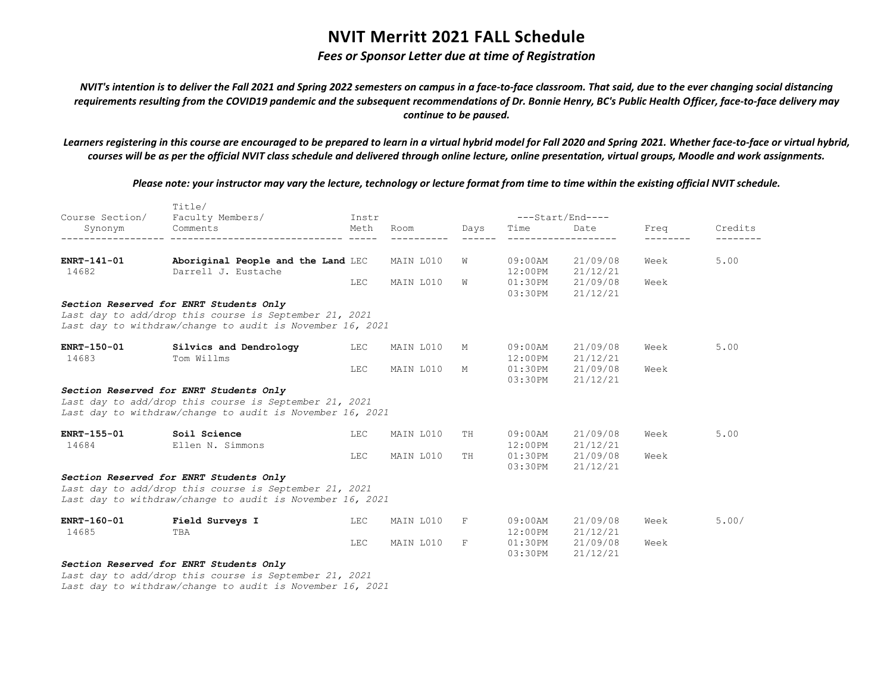# NVIT Merritt 2021 FALL Schedule

***Fees or Sponsor Letter due at time of Registration***

***NVIT's intention is to deliver the Fall 2021 and Spring 2022 semesters on campus in a face-to-face classroom. That said, due to the ever changing social distancing requirements resulting from the COVID19 pandemic and the subsequent recommendations of Dr. Bonnie Henry, BC's Public Health Officer, face-to-face delivery may continue to be paused.***

***Learners registering in this course are encouraged to be prepared to learn in a virtual hybrid model for Fall 2020 and Spring 2021. Whether face-to-face or virtual hybrid, courses will be as per the official NVIT class schedule and delivered through online lecture, online presentation, virtual groups, Moodle and work assignments.***

***Please note: your instructor may vary the lecture, technology or lecture format from time to time within the existing official NVIT schedule.***

| Course Section/ Synonym | Title/ Faculty Members/ Comments | Instr Meth | Room | Days | Start/End Time | Start/End Date | Freq | Credits |
|---|---|---|---|---|---|---|---|---|
| **ENRT-141-01** 14682 | **Aboriginal People and the Land** Darrell J. Eustache | LEC | MAIN L010 | W | 09:00AM 12:00PM | 21/09/08 21/12/21 | Week | 5.00 |
| | | LEC | MAIN L010 | W | 01:30PM 03:30PM | 21/09/08 21/12/21 | Week | |

***Section Reserved for ENRT Students Only***
*Last day to add/drop this course is September 21, 2021*
*Last day to withdraw/change to audit is November 16, 2021*

| Course Section/ Synonym | Title/ Faculty Members/ Comments | Instr Meth | Room | Days | Start/End Time | Start/End Date | Freq | Credits |
|---|---|---|---|---|---|---|---|---|
| **ENRT-150-01** 14683 | **Silvics and Dendrology** Tom Willms | LEC | MAIN L010 | M | 09:00AM 12:00PM | 21/09/08 21/12/21 | Week | 5.00 |
| | | LEC | MAIN L010 | M | 01:30PM 03:30PM | 21/09/08 21/12/21 | Week | |

***Section Reserved for ENRT Students Only***
*Last day to add/drop this course is September 21, 2021*
*Last day to withdraw/change to audit is November 16, 2021*

| Course Section/ Synonym | Title/ Faculty Members/ Comments | Instr Meth | Room | Days | Start/End Time | Start/End Date | Freq | Credits |
|---|---|---|---|---|---|---|---|---|
| **ENRT-155-01** 14684 | **Soil Science** Ellen N. Simmons | LEC | MAIN L010 | TH | 09:00AM 12:00PM | 21/09/08 21/12/21 | Week | 5.00 |
| | | LEC | MAIN L010 | TH | 01:30PM 03:30PM | 21/09/08 21/12/21 | Week | |

***Section Reserved for ENRT Students Only***
*Last day to add/drop this course is September 21, 2021*
*Last day to withdraw/change to audit is November 16, 2021*

| Course Section/ Synonym | Title/ Faculty Members/ Comments | Instr Meth | Room | Days | Start/End Time | Start/End Date | Freq | Credits |
|---|---|---|---|---|---|---|---|---|
| **ENRT-160-01** 14685 | **Field Surveys I** TBA | LEC | MAIN L010 | F | 09:00AM 12:00PM | 21/09/08 21/12/21 | Week | 5.00/ |
| | | LEC | MAIN L010 | F | 01:30PM 03:30PM | 21/09/08 21/12/21 | Week | |

***Section Reserved for ENRT Students Only***
*Last day to add/drop this course is September 21, 2021*
*Last day to withdraw/change to audit is November 16, 2021*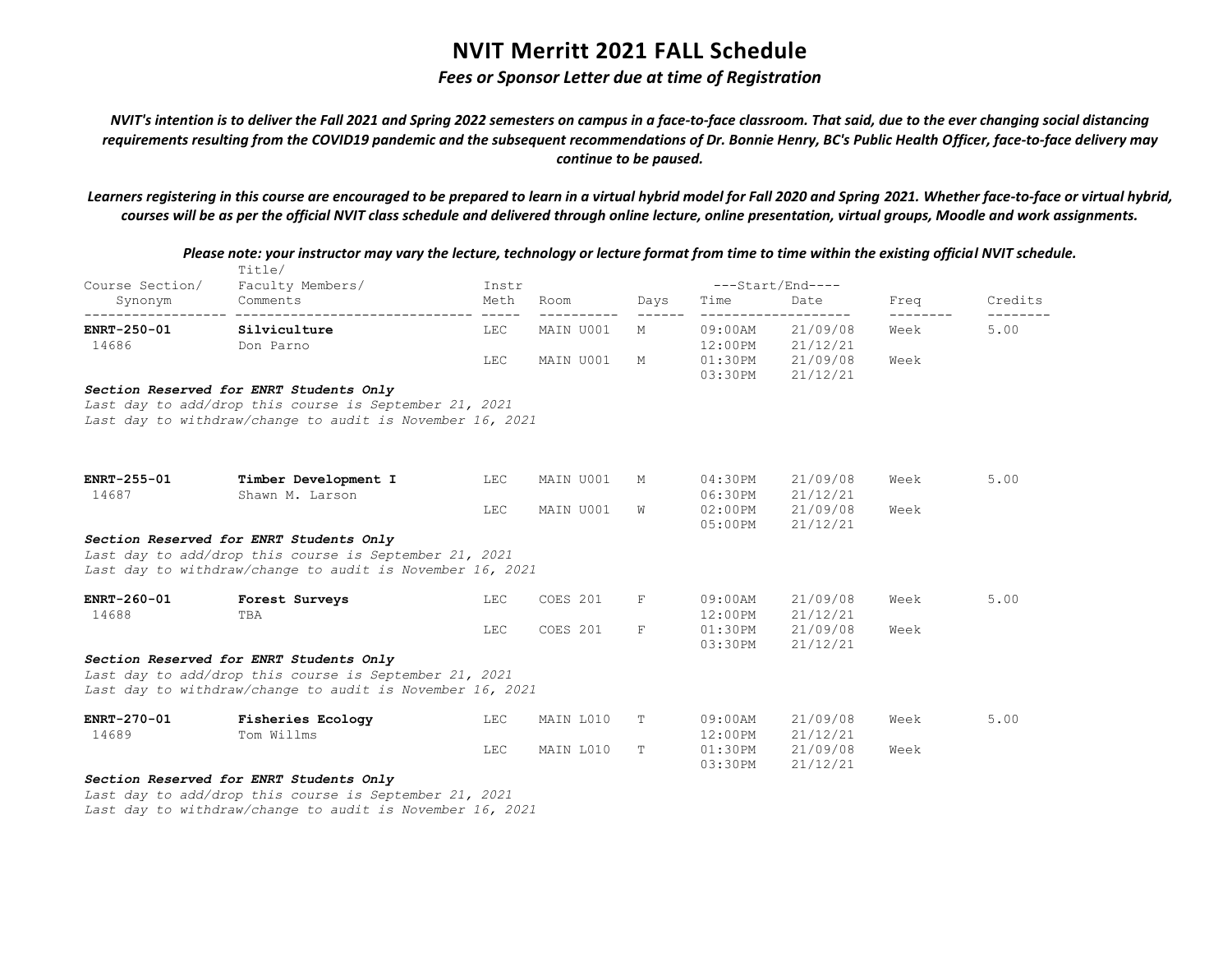# NVIT Merritt 2021 FALL Schedule

***Fees or Sponsor Letter due at time of Registration***

***NVIT's intention is to deliver the Fall 2021 and Spring 2022 semesters on campus in a face-to-face classroom. That said, due to the ever changing social distancing requirements resulting from the COVID19 pandemic and the subsequent recommendations of Dr. Bonnie Henry, BC's Public Health Officer, face-to-face delivery may continue to be paused.***

***Learners registering in this course are encouraged to be prepared to learn in a virtual hybrid model for Fall 2020 and Spring 2021. Whether face-to-face or virtual hybrid, courses will be as per the official NVIT class schedule and delivered through online lecture, online presentation, virtual groups, Moodle and work assignments.***

***Please note: your instructor may vary the lecture, technology or lecture format from time to time within the existing official NVIT schedule.***

| Course Section/ Synonym | Title/ Faculty Members/ Comments | Instr Meth | Room | Days | Start/End Time | Start/End Date | Freq | Credits |
|---|---|---|---|---|---|---|---|---|
| **ENRT-250-01** 14686 | **Silviculture** Don Parno | LEC | MAIN U001 | M | 09:00AM 12:00PM | 21/09/08 21/12/21 | Week | 5.00 |
| | | LEC | MAIN U001 | M | 01:30PM 03:30PM | 21/09/08 21/12/21 | Week | |

***Section Reserved for ENRT Students Only***
*Last day to add/drop this course is September 21, 2021*
*Last day to withdraw/change to audit is November 16, 2021*

| Course Section/ Synonym | Title/ Faculty Members/ Comments | Instr Meth | Room | Days | Start/End Time | Start/End Date | Freq | Credits |
|---|---|---|---|---|---|---|---|---|
| **ENRT-255-01** 14687 | **Timber Development I** Shawn M. Larson | LEC | MAIN U001 | M | 04:30PM 06:30PM | 21/09/08 21/12/21 | Week | 5.00 |
| | | LEC | MAIN U001 | W | 02:00PM 05:00PM | 21/09/08 21/12/21 | Week | |

***Section Reserved for ENRT Students Only***
*Last day to add/drop this course is September 21, 2021*
*Last day to withdraw/change to audit is November 16, 2021*

| Course Section/ Synonym | Title/ Faculty Members/ Comments | Instr Meth | Room | Days | Start/End Time | Start/End Date | Freq | Credits |
|---|---|---|---|---|---|---|---|---|
| **ENRT-260-01** 14688 | **Forest Surveys** TBA | LEC | COES 201 | F | 09:00AM 12:00PM | 21/09/08 21/12/21 | Week | 5.00 |
| | | LEC | COES 201 | F | 01:30PM 03:30PM | 21/09/08 21/12/21 | Week | |

***Section Reserved for ENRT Students Only***
*Last day to add/drop this course is September 21, 2021*
*Last day to withdraw/change to audit is November 16, 2021*

| Course Section/ Synonym | Title/ Faculty Members/ Comments | Instr Meth | Room | Days | Start/End Time | Start/End Date | Freq | Credits |
|---|---|---|---|---|---|---|---|---|
| **ENRT-270-01** 14689 | **Fisheries Ecology** Tom Willms | LEC | MAIN L010 | T | 09:00AM 12:00PM | 21/09/08 21/12/21 | Week | 5.00 |
| | | LEC | MAIN L010 | T | 01:30PM 03:30PM | 21/09/08 21/12/21 | Week | |

***Section Reserved for ENRT Students Only***
*Last day to add/drop this course is September 21, 2021*
*Last day to withdraw/change to audit is November 16, 2021*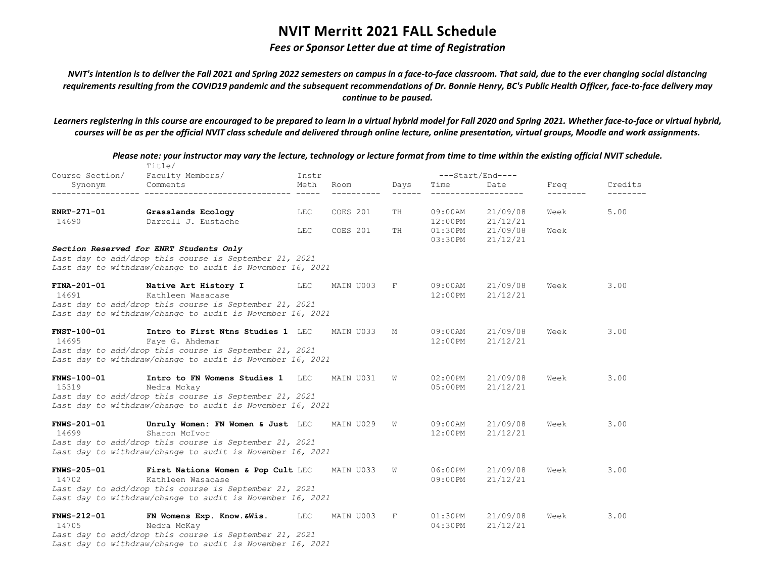# NVIT Merritt 2021 FALL Schedule

***Fees or Sponsor Letter due at time of Registration***

***NVIT's intention is to deliver the Fall 2021 and Spring 2022 semesters on campus in a face-to-face classroom. That said, due to the ever changing social distancing requirements resulting from the COVID19 pandemic and the subsequent recommendations of Dr. Bonnie Henry, BC's Public Health Officer, face-to-face delivery may continue to be paused.***

***Learners registering in this course are encouraged to be prepared to learn in a virtual hybrid model for Fall 2020 and Spring 2021. Whether face-to-face or virtual hybrid, courses will be as per the official NVIT class schedule and delivered through online lecture, online presentation, virtual groups, Moodle and work assignments.***

***Please note: your instructor may vary the lecture, technology or lecture format from time to time within the existing official NVIT schedule.***

| Course Section/ Synonym | Title/ Faculty Members/ Comments | Instr Meth | Room | Days | Start/End Time | Start/End Date | Freq | Credits |
|---|---|---|---|---|---|---|---|---|
| **ENRT-271-01** 14690 | **Grasslands Ecology** Darrell J. Eustache | LEC | COES 201 | TH | 09:00AM 12:00PM | 21/09/08 21/12/21 | Week | 5.00 |
| | | LEC | COES 201 | TH | 01:30PM 03:30PM | 21/09/08 21/12/21 | Week | |
| ***Section Reserved for ENRT Students Only*** *Last day to add/drop this course is September 21, 2021* *Last day to withdraw/change to audit is November 16, 2021* | | | | | | | | |
| **FINA-201-01** 14691 | **Native Art History I** Kathleen Wasacase | LEC | MAIN U003 | F | 09:00AM 12:00PM | 21/09/08 21/12/21 | Week | 3.00 |
| *Last day to add/drop this course is September 21, 2021* *Last day to withdraw/change to audit is November 16, 2021* | | | | | | | | |
| **FNST-100-01** 14695 | **Intro to First Ntns Studies 1** Faye G. Ahdemar | LEC | MAIN U033 | M | 09:00AM 12:00PM | 21/09/08 21/12/21 | Week | 3.00 |
| *Last day to add/drop this course is September 21, 2021* *Last day to withdraw/change to audit is November 16, 2021* | | | | | | | | |
| **FNWS-100-01** 15319 | **Intro to FN Womens Studies 1** Nedra Mckay | LEC | MAIN U031 | W | 02:00PM 05:00PM | 21/09/08 21/12/21 | Week | 3.00 |
| *Last day to add/drop this course is September 21, 2021* *Last day to withdraw/change to audit is November 16, 2021* | | | | | | | | |
| **FNWS-201-01** 14699 | **Unruly Women: FN Women & Just** Sharon McIvor | LEC | MAIN U029 | W | 09:00AM 12:00PM | 21/09/08 21/12/21 | Week | 3.00 |
| *Last day to add/drop this course is September 21, 2021* *Last day to withdraw/change to audit is November 16, 2021* | | | | | | | | |
| **FNWS-205-01** 14702 | **First Nations Women & Pop Cult** Kathleen Wasacase | LEC | MAIN U033 | W | 06:00PM 09:00PM | 21/09/08 21/12/21 | Week | 3.00 |
| *Last day to add/drop this course is September 21, 2021* *Last day to withdraw/change to audit is November 16, 2021* | | | | | | | | |
| **FNWS-212-01** 14705 | **FN Womens Exp. Know.&Wis.** Nedra McKay | LEC | MAIN U003 | F | 01:30PM 04:30PM | 21/09/08 21/12/21 | Week | 3.00 |
| *Last day to add/drop this course is September 21, 2021* *Last day to withdraw/change to audit is November 16, 2021* | | | | | | | | |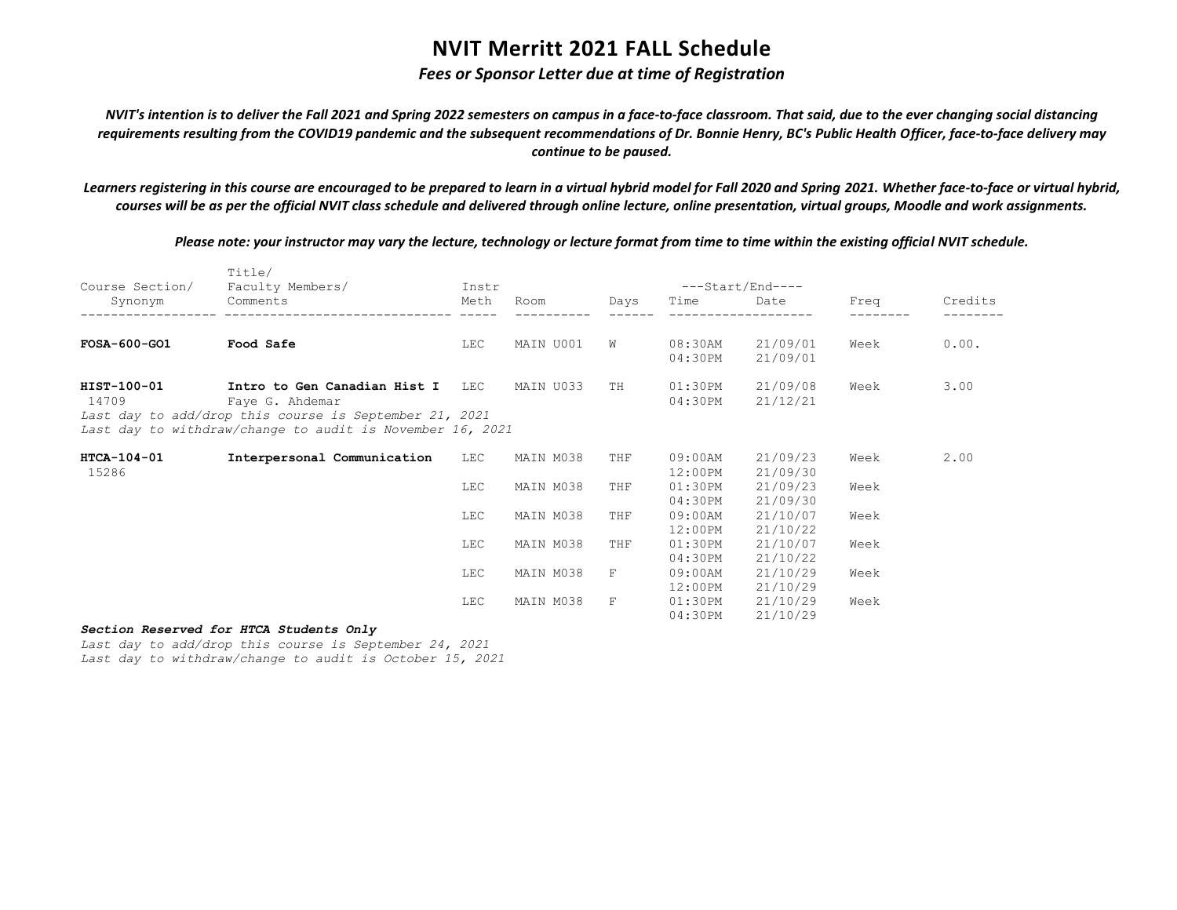# NVIT Merritt 2021 FALL Schedule

*Fees or Sponsor Letter due at time of Registration*

***NVIT's intention is to deliver the Fall 2021 and Spring 2022 semesters on campus in a face-to-face classroom. That said, due to the ever changing social distancing requirements resulting from the COVID19 pandemic and the subsequent recommendations of Dr. Bonnie Henry, BC's Public Health Officer, face-to-face delivery may continue to be paused.***

***Learners registering in this course are encouraged to be prepared to learn in a virtual hybrid model for Fall 2020 and Spring 2021. Whether face-to-face or virtual hybrid, courses will be as per the official NVIT class schedule and delivered through online lecture, online presentation, virtual groups, Moodle and work assignments.***

***Please note: your instructor may vary the lecture, technology or lecture format from time to time within the existing official NVIT schedule.***

| Course Section/ Synonym | Title/ Faculty Members/ Comments | Instr Meth | Room | Days | Start/End Time | Start/End Date | Freq | Credits |
|---|---|---|---|---|---|---|---|---|
| **FOSA-600-GO1** | **Food Safe** | LEC | MAIN U001 | W | 08:30AM 04:30PM | 21/09/01 21/09/01 | Week | 0.00. |
| **HIST-100-01** 14709 | **Intro to Gen Canadian Hist I** Faye G. Ahdemar | LEC | MAIN U033 | TH | 01:30PM 04:30PM | 21/09/08 21/12/21 | Week | 3.00 |
| | *Last day to add/drop this course is September 21, 2021* | | | | | | | |
| | *Last day to withdraw/change to audit is November 16, 2021* | | | | | | | |
| **HTCA-104-01** 15286 | **Interpersonal Communication** | LEC | MAIN M038 | THF | 09:00AM 12:00PM | 21/09/23 21/09/30 | Week | 2.00 |
| | | LEC | MAIN M038 | THF | 01:30PM 04:30PM | 21/09/23 21/09/30 | Week | |
| | | LEC | MAIN M038 | THF | 09:00AM 12:00PM | 21/10/07 21/10/22 | Week | |
| | | LEC | MAIN M038 | THF | 01:30PM 04:30PM | 21/10/07 21/10/22 | Week | |
| | | LEC | MAIN M038 | F | 09:00AM 12:00PM | 21/10/29 21/10/29 | Week | |
| | | LEC | MAIN M038 | F | 01:30PM 04:30PM | 21/10/29 21/10/29 | Week | |

***Section Reserved for HTCA Students Only***

*Last day to add/drop this course is September 24, 2021*

*Last day to withdraw/change to audit is October 15, 2021*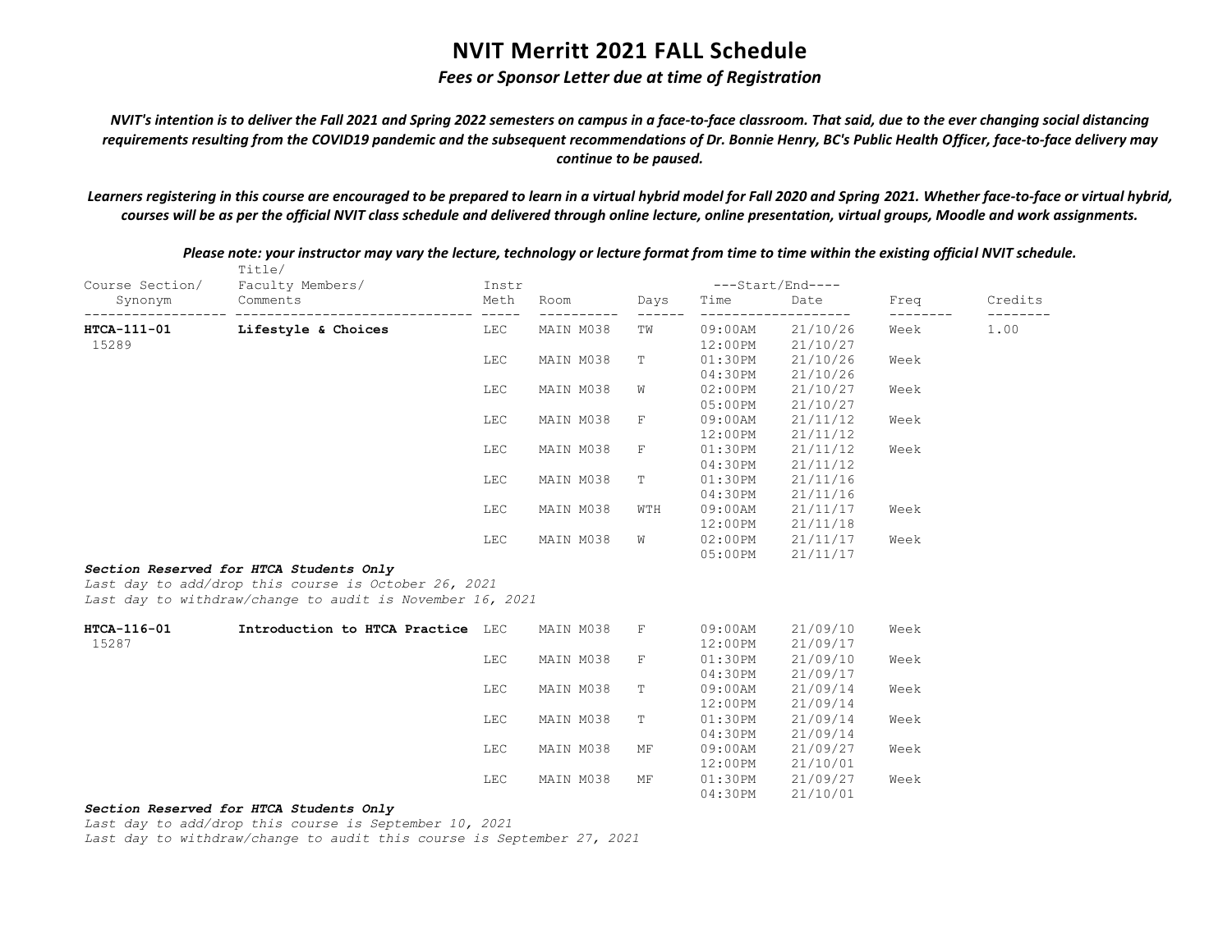# NVIT Merritt 2021 FALL Schedule

***Fees or Sponsor Letter due at time of Registration***

***NVIT's intention is to deliver the Fall 2021 and Spring 2022 semesters on campus in a face-to-face classroom. That said, due to the ever changing social distancing requirements resulting from the COVID19 pandemic and the subsequent recommendations of Dr. Bonnie Henry, BC's Public Health Officer, face-to-face delivery may continue to be paused.***

***Learners registering in this course are encouraged to be prepared to learn in a virtual hybrid model for Fall 2020 and Spring 2021. Whether face-to-face or virtual hybrid, courses will be as per the official NVIT class schedule and delivered through online lecture, online presentation, virtual groups, Moodle and work assignments.***

***Please note: your instructor may vary the lecture, technology or lecture format from time to time within the existing official NVIT schedule.***

| Course Section/ Synonym | Title/ Faculty Members/ Comments | Instr Meth | Room | Days | Start/End Time | Start/End Date | Freq | Credits |
|---|---|---|---|---|---|---|---|---|
| **HTCA-111-01** 15289 | **Lifestyle & Choices** | LEC | MAIN M038 | TW | 09:00AM 12:00PM | 21/10/26 21/10/27 | Week | 1.00 |
| | | LEC | MAIN M038 | T | 01:30PM 04:30PM | 21/10/26 21/10/26 | Week | |
| | | LEC | MAIN M038 | W | 02:00PM 05:00PM | 21/10/27 21/10/27 | Week | |
| | | LEC | MAIN M038 | F | 09:00AM 12:00PM | 21/11/12 21/11/12 | Week | |
| | | LEC | MAIN M038 | F | 01:30PM 04:30PM | 21/11/12 21/11/12 | Week | |
| | | LEC | MAIN M038 | T | 01:30PM 04:30PM | 21/11/16 21/11/16 | | |
| | | LEC | MAIN M038 | WTH | 09:00AM 12:00PM | 21/11/17 21/11/18 | Week | |
| | | LEC | MAIN M038 | W | 02:00PM 05:00PM | 21/11/17 21/11/17 | Week | |

***Section Reserved for HTCA Students Only***
*Last day to add/drop this course is October 26, 2021*
*Last day to withdraw/change to audit is November 16, 2021*

| Course Section/ Synonym | Title/ Faculty Members/ Comments | Instr Meth | Room | Days | Start/End Time | Start/End Date | Freq | Credits |
|---|---|---|---|---|---|---|---|---|
| **HTCA-116-01** 15287 | **Introduction to HTCA Practice** | LEC | MAIN M038 | F | 09:00AM 12:00PM | 21/09/10 21/09/17 | Week | |
| | | LEC | MAIN M038 | F | 01:30PM 04:30PM | 21/09/10 21/09/17 | Week | |
| | | LEC | MAIN M038 | T | 09:00AM 12:00PM | 21/09/14 21/09/14 | Week | |
| | | LEC | MAIN M038 | T | 01:30PM 04:30PM | 21/09/14 21/09/14 | Week | |
| | | LEC | MAIN M038 | MF | 09:00AM 12:00PM | 21/09/27 21/10/01 | Week | |
| | | LEC | MAIN M038 | MF | 01:30PM 04:30PM | 21/09/27 21/10/01 | Week | |

***Section Reserved for HTCA Students Only***
*Last day to add/drop this course is September 10, 2021*
*Last day to withdraw/change to audit this course is September 27, 2021*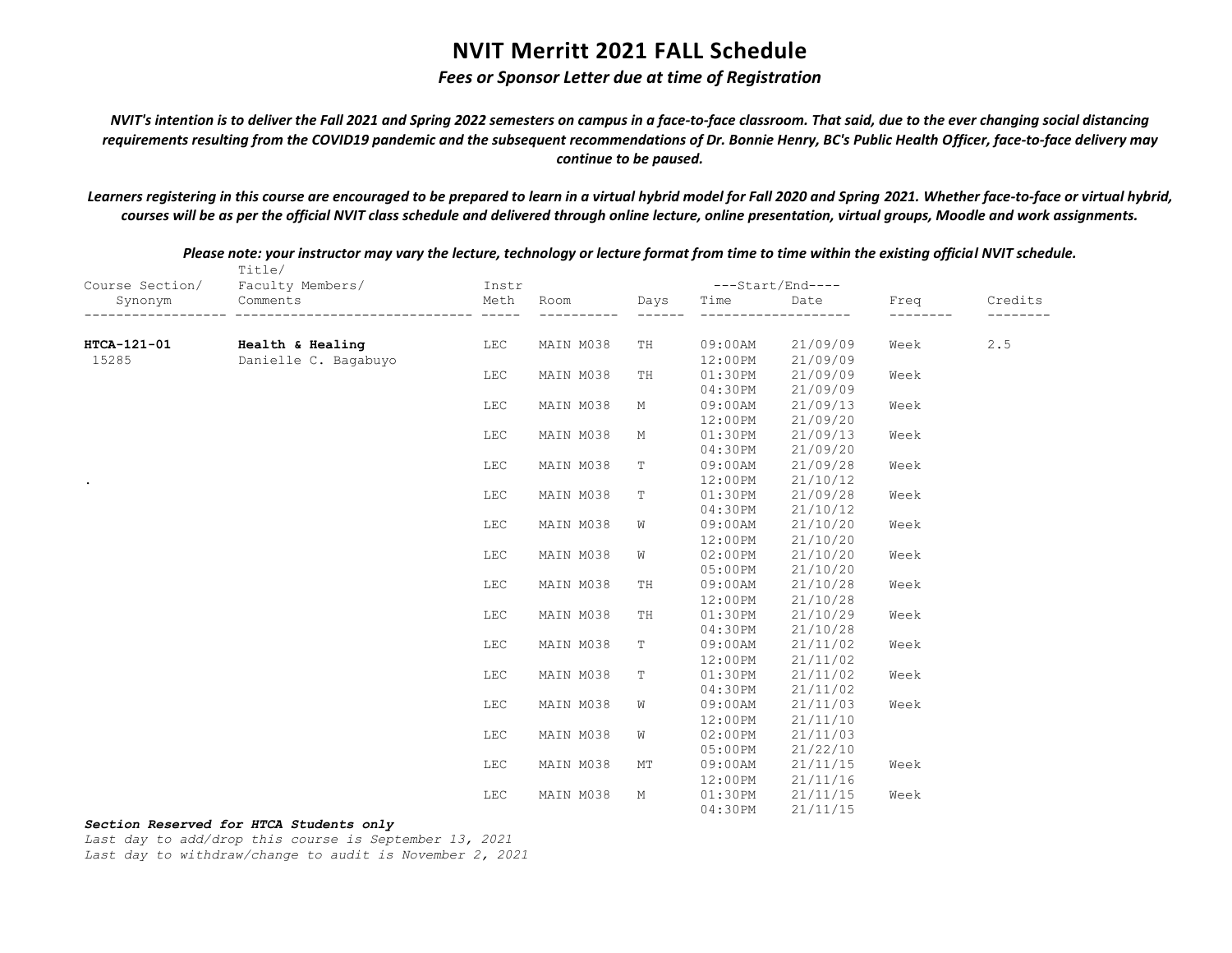# NVIT Merritt 2021 FALL Schedule

*Fees or Sponsor Letter due at time of Registration*

***NVIT's intention is to deliver the Fall 2021 and Spring 2022 semesters on campus in a face-to-face classroom. That said, due to the ever changing social distancing requirements resulting from the COVID19 pandemic and the subsequent recommendations of Dr. Bonnie Henry, BC's Public Health Officer, face-to-face delivery may continue to be paused.***

***Learners registering in this course are encouraged to be prepared to learn in a virtual hybrid model for Fall 2020 and Spring 2021. Whether face-to-face or virtual hybrid, courses will be as per the official NVIT class schedule and delivered through online lecture, online presentation, virtual groups, Moodle and work assignments.***

***Please note: your instructor may vary the lecture, technology or lecture format from time to time within the existing official NVIT schedule.***

| Course Section/ Synonym | Title/ Faculty Members/ Comments | Instr Meth | Room | Days | Start/End Time | Start/End Date | Freq | Credits |
|---|---|---|---|---|---|---|---|---|
| **HTCA-121-01** | **Health & Healing** | LEC | MAIN M038 | TH | 09:00AM | 21/09/09 | Week | 2.5 |
| 15285 | Danielle C. Bagabuyo | | | | 12:00PM | 21/09/09 | | |
| | | LEC | MAIN M038 | TH | 01:30PM | 21/09/09 | Week | |
| | | | | | 04:30PM | 21/09/09 | | |
| | | LEC | MAIN M038 | M | 09:00AM | 21/09/13 | Week | |
| | | | | | 12:00PM | 21/09/20 | | |
| | | LEC | MAIN M038 | M | 01:30PM | 21/09/13 | Week | |
| | | | | | 04:30PM | 21/09/20 | | |
| | | LEC | MAIN M038 | T | 09:00AM | 21/09/28 | Week | |
| . | | | | | 12:00PM | 21/10/12 | | |
| | | LEC | MAIN M038 | T | 01:30PM | 21/09/28 | Week | |
| | | | | | 04:30PM | 21/10/12 | | |
| | | LEC | MAIN M038 | W | 09:00AM | 21/10/20 | Week | |
| | | | | | 12:00PM | 21/10/20 | | |
| | | LEC | MAIN M038 | W | 02:00PM | 21/10/20 | Week | |
| | | | | | 05:00PM | 21/10/20 | | |
| | | LEC | MAIN M038 | TH | 09:00AM | 21/10/28 | Week | |
| | | | | | 12:00PM | 21/10/28 | | |
| | | LEC | MAIN M038 | TH | 01:30PM | 21/10/29 | Week | |
| | | | | | 04:30PM | 21/10/28 | | |
| | | LEC | MAIN M038 | T | 09:00AM | 21/11/02 | Week | |
| | | | | | 12:00PM | 21/11/02 | | |
| | | LEC | MAIN M038 | T | 01:30PM | 21/11/02 | Week | |
| | | | | | 04:30PM | 21/11/02 | | |
| | | LEC | MAIN M038 | W | 09:00AM | 21/11/03 | Week | |
| | | | | | 12:00PM | 21/11/10 | | |
| | | LEC | MAIN M038 | W | 02:00PM | 21/11/03 | | |
| | | | | | 05:00PM | 21/22/10 | | |
| | | LEC | MAIN M038 | MT | 09:00AM | 21/11/15 | Week | |
| | | | | | 12:00PM | 21/11/16 | | |
| | | LEC | MAIN M038 | M | 01:30PM | 21/11/15 | Week | |
| | | | | | 04:30PM | 21/11/15 | | |

***Section Reserved for HTCA Students only***

*Last day to add/drop this course is September 13, 2021*

*Last day to withdraw/change to audit is November 2, 2021*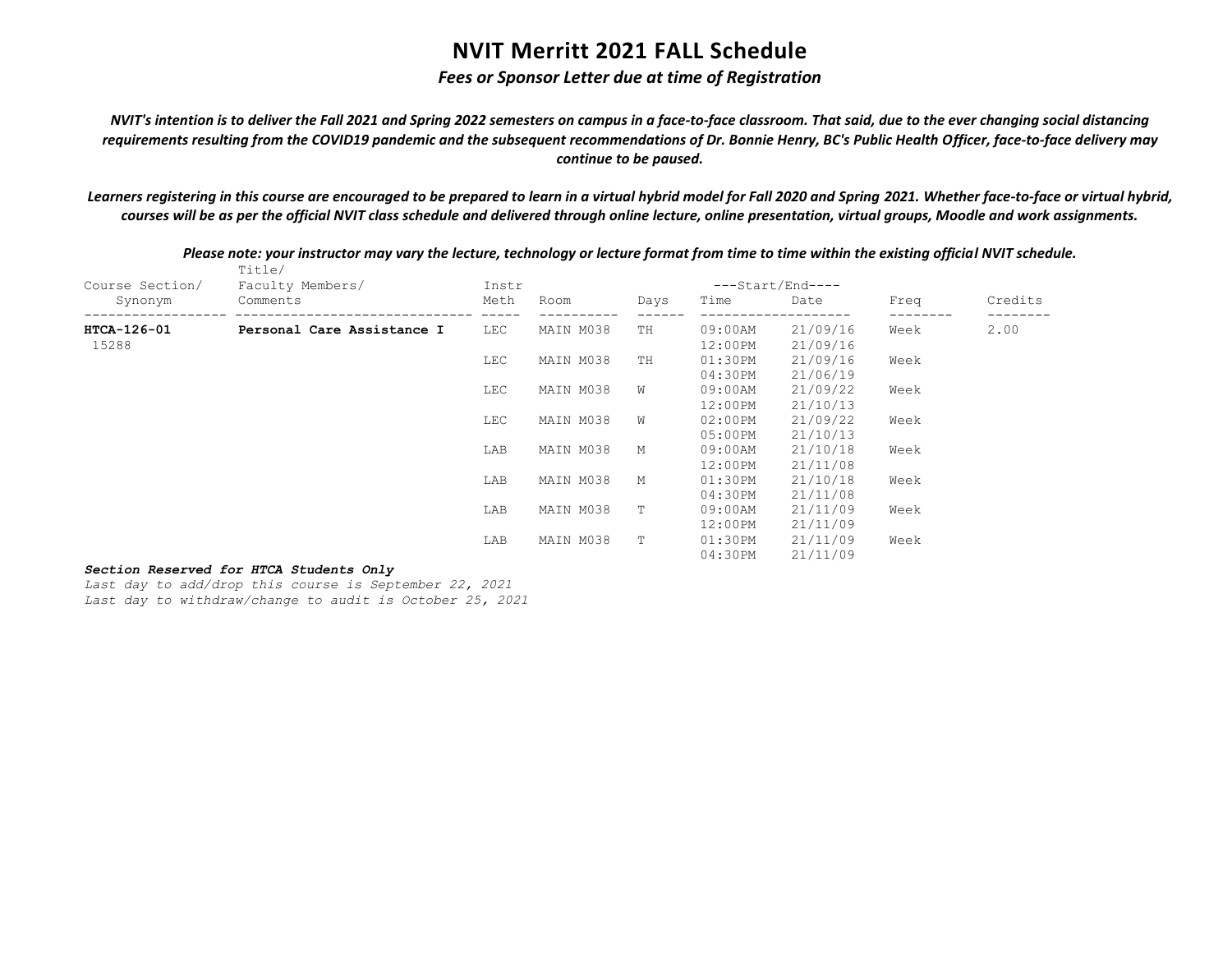# NVIT Merritt 2021 FALL Schedule

***Fees or Sponsor Letter due at time of Registration***

***NVIT's intention is to deliver the Fall 2021 and Spring 2022 semesters on campus in a face-to-face classroom. That said, due to the ever changing social distancing requirements resulting from the COVID19 pandemic and the subsequent recommendations of Dr. Bonnie Henry, BC's Public Health Officer, face-to-face delivery may continue to be paused.***

***Learners registering in this course are encouraged to be prepared to learn in a virtual hybrid model for Fall 2020 and Spring 2021. Whether face-to-face or virtual hybrid, courses will be as per the official NVIT class schedule and delivered through online lecture, online presentation, virtual groups, Moodle and work assignments.***

***Please note: your instructor may vary the lecture, technology or lecture format from time to time within the existing official NVIT schedule.***

| Course Section/ Synonym | Title/ Faculty Members/ Comments | Instr Meth | Room | Days | Start/End Time | Start/End Date | Freq | Credits |
|---|---|---|---|---|---|---|---|---|
| **HTCA-126-01** 15288 | **Personal Care Assistance I** | LEC | MAIN M038 | TH | 09:00AM 12:00PM | 21/09/16 21/09/16 | Week | 2.00 |
| | | LEC | MAIN M038 | TH | 01:30PM 04:30PM | 21/09/16 21/06/19 | Week | |
| | | LEC | MAIN M038 | W | 09:00AM 12:00PM | 21/09/22 21/10/13 | Week | |
| | | LEC | MAIN M038 | W | 02:00PM 05:00PM | 21/09/22 21/10/13 | Week | |
| | | LAB | MAIN M038 | M | 09:00AM 12:00PM | 21/10/18 21/11/08 | Week | |
| | | LAB | MAIN M038 | M | 01:30PM 04:30PM | 21/10/18 21/11/08 | Week | |
| | | LAB | MAIN M038 | T | 09:00AM 12:00PM | 21/11/09 21/11/09 | Week | |
| | | LAB | MAIN M038 | T | 01:30PM 04:30PM | 21/11/09 21/11/09 | Week | |

***Section Reserved for HTCA Students Only***

*Last day to add/drop this course is September 22, 2021*

*Last day to withdraw/change to audit is October 25, 2021*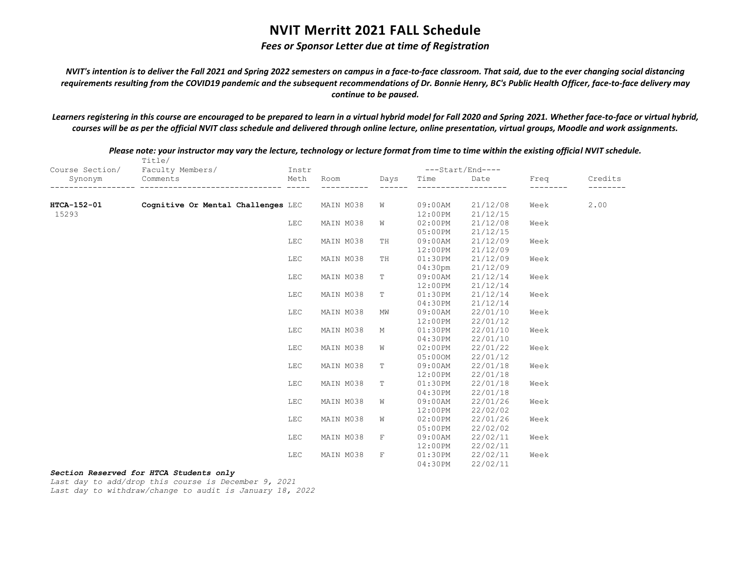# NVIT Merritt 2021 FALL Schedule

*Fees or Sponsor Letter due at time of Registration*

***NVIT's intention is to deliver the Fall 2021 and Spring 2022 semesters on campus in a face-to-face classroom. That said, due to the ever changing social distancing requirements resulting from the COVID19 pandemic and the subsequent recommendations of Dr. Bonnie Henry, BC's Public Health Officer, face-to-face delivery may continue to be paused.***

***Learners registering in this course are encouraged to be prepared to learn in a virtual hybrid model for Fall 2020 and Spring 2021. Whether face-to-face or virtual hybrid, courses will be as per the official NVIT class schedule and delivered through online lecture, online presentation, virtual groups, Moodle and work assignments.***

***Please note: your instructor may vary the lecture, technology or lecture format from time to time within the existing official NVIT schedule.***

| Course Section/ Synonym | Title/ Faculty Members/ Comments | Instr Meth | Room | Days | Start/End Time | Start/End Date | Freq | Credits |
|---|---|---|---|---|---|---|---|---|
| **HTCA-152-01** 15293 | **Cognitive Or Mental Challenges** | LEC | MAIN M038 | W | 09:00AM 12:00PM | 21/12/08 21/12/15 | Week | 2.00 |
| | | LEC | MAIN M038 | W | 02:00PM 05:00PM | 21/12/08 21/12/15 | Week | |
| | | LEC | MAIN M038 | TH | 09:00AM 12:00PM | 21/12/09 21/12/09 | Week | |
| | | LEC | MAIN M038 | TH | 01:30PM 04:30pm | 21/12/09 21/12/09 | Week | |
| | | LEC | MAIN M038 | T | 09:00AM 12:00PM | 21/12/14 21/12/14 | Week | |
| | | LEC | MAIN M038 | T | 01:30PM 04:30PM | 21/12/14 21/12/14 | Week | |
| | | LEC | MAIN M038 | MW | 09:00AM 12:00PM | 22/01/10 22/01/12 | Week | |
| | | LEC | MAIN M038 | M | 01:30PM 04:30PM | 22/01/10 22/01/10 | Week | |
| | | LEC | MAIN M038 | W | 02:00PM 05:00OM | 22/01/22 22/01/12 | Week | |
| | | LEC | MAIN M038 | T | 09:00AM 12:00PM | 22/01/18 22/01/18 | Week | |
| | | LEC | MAIN M038 | T | 01:30PM 04:30PM | 22/01/18 22/01/18 | Week | |
| | | LEC | MAIN M038 | W | 09:00AM 12:00PM | 22/01/26 22/02/02 | Week | |
| | | LEC | MAIN M038 | W | 02:00PM 05:00PM | 22/01/26 22/02/02 | Week | |
| | | LEC | MAIN M038 | F | 09:00AM 12:00PM | 22/02/11 22/02/11 | Week | |
| | | LEC | MAIN M038 | F | 01:30PM 04:30PM | 22/02/11 22/02/11 | Week | |

***Section Reserved for HTCA Students only***
*Last day to add/drop this course is December 9, 2021*
*Last day to withdraw/change to audit is January 18, 2022*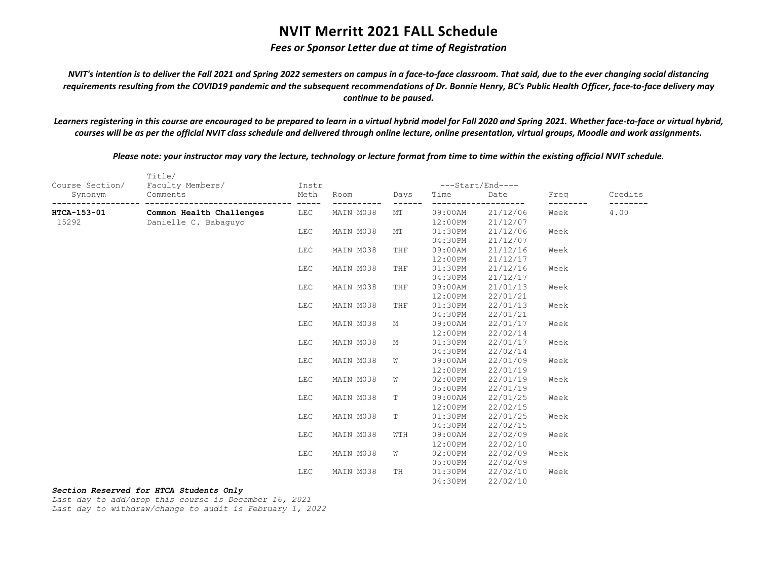# NVIT Merritt 2021 FALL Schedule

***Fees or Sponsor Letter due at time of Registration***

*NVIT's intention is to deliver the Fall 2021 and Spring 2022 semesters on campus in a face-to-face classroom. That said, due to the ever changing social distancing requirements resulting from the COVID19 pandemic and the subsequent recommendations of Dr. Bonnie Henry, BC's Public Health Officer, face-to-face delivery may continue to be paused.*

*Learners registering in this course are encouraged to be prepared to learn in a virtual hybrid model for Fall 2020 and Spring 2021. Whether face-to-face or virtual hybrid, courses will be as per the official NVIT class schedule and delivered through online lecture, online presentation, virtual groups, Moodle and work assignments.*

*Please note: your instructor may vary the lecture, technology or lecture format from time to time within the existing official NVIT schedule.*

| Course Section/ Synonym | Title/ Faculty Members/ Comments | Instr Meth | Room | Days | Start/End Time | Start/End Date | Freq | Credits |
|---|---|---|---|---|---|---|---|---|
| **HTCA-153-01** 15292 | **Common Health Challenges** Danielle C. Babaguyo | LEC | MAIN M038 | MT | 09:00AM 12:00PM | 21/12/06 21/12/07 | Week | 4.00 |
| | | LEC | MAIN M038 | MT | 01:30PM 04:30PM | 21/12/06 21/12/07 | Week | |
| | | LEC | MAIN M038 | THF | 09:00AM 12:00PM | 21/12/16 21/12/17 | Week | |
| | | LEC | MAIN M038 | THF | 01:30PM 04:30PM | 21/12/16 21/12/17 | Week | |
| | | LEC | MAIN M038 | THF | 09:00AM 12:00PM | 21/01/13 22/01/21 | Week | |
| | | LEC | MAIN M038 | THF | 01:30PM 04:30PM | 22/01/13 22/01/21 | Week | |
| | | LEC | MAIN M038 | M | 09:00AM 12:00PM | 22/01/17 22/02/14 | Week | |
| | | LEC | MAIN M038 | M | 01:30PM 04:30PM | 22/01/17 22/02/14 | Week | |
| | | LEC | MAIN M038 | W | 09:00AM 12:00PM | 22/01/09 22/01/19 | Week | |
| | | LEC | MAIN M038 | W | 02:00PM 05:00PM | 22/01/19 22/01/19 | Week | |
| | | LEC | MAIN M038 | T | 09:00AM 12:00PM | 22/01/25 22/02/15 | Week | |
| | | LEC | MAIN M038 | T | 01:30PM 04:30PM | 22/01/25 22/02/15 | Week | |
| | | LEC | MAIN M038 | WTH | 09:00AM 12:00PM | 22/02/09 22/02/10 | Week | |
| | | LEC | MAIN M038 | W | 02:00PM 05:00PM | 22/02/09 22/02/09 | Week | |
| | | LEC | MAIN M038 | TH | 01:30PM 04:30PM | 22/02/10 22/02/10 | Week | |

***Section Reserved for HTCA Students Only***

*Last day to add/drop this course is December 16, 2021*

*Last day to withdraw/change to audit is February 1, 2022*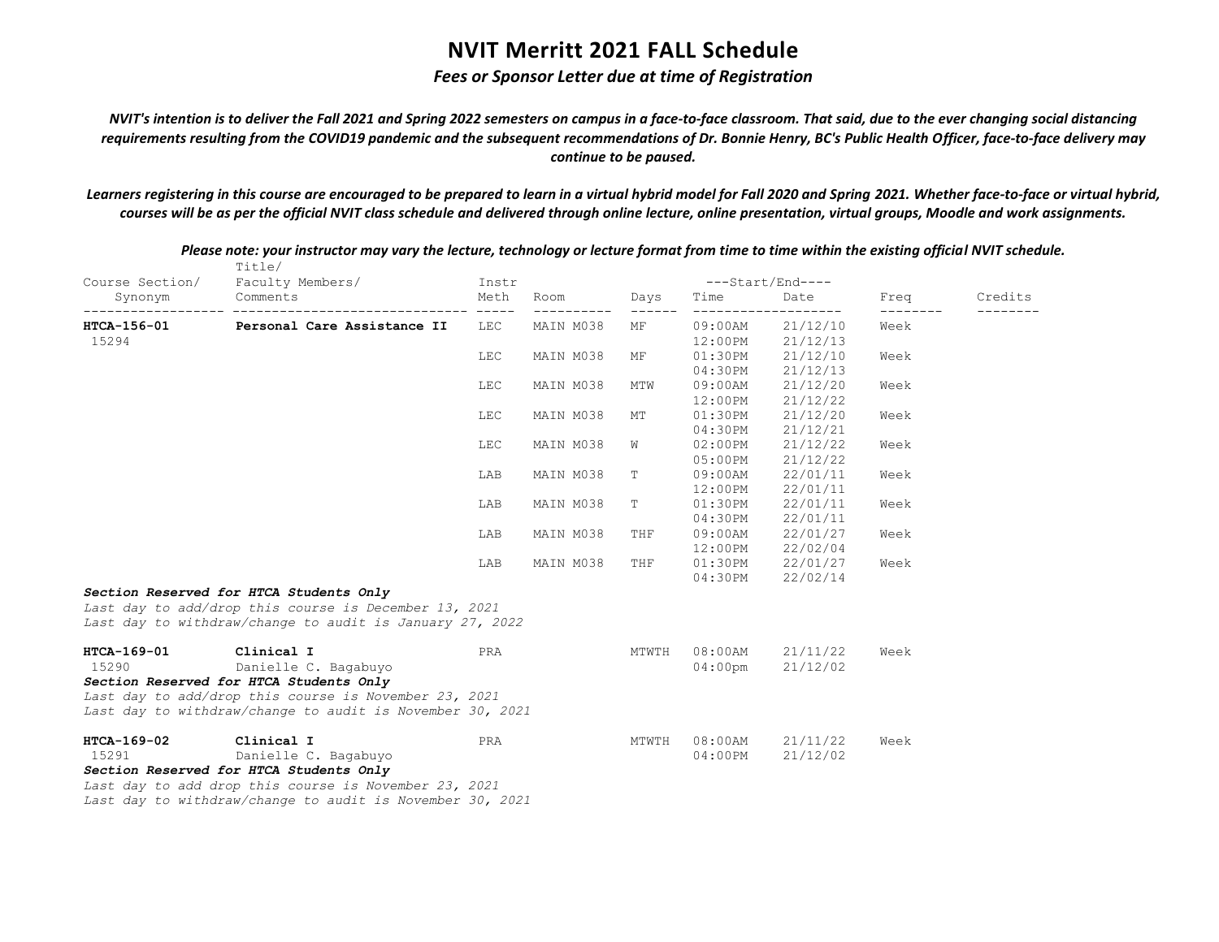# NVIT Merritt 2021 FALL Schedule

***Fees or Sponsor Letter due at time of Registration***

***NVIT's intention is to deliver the Fall 2021 and Spring 2022 semesters on campus in a face-to-face classroom. That said, due to the ever changing social distancing requirements resulting from the COVID19 pandemic and the subsequent recommendations of Dr. Bonnie Henry, BC's Public Health Officer, face-to-face delivery may continue to be paused.***

***Learners registering in this course are encouraged to be prepared to learn in a virtual hybrid model for Fall 2020 and Spring 2021. Whether face-to-face or virtual hybrid, courses will be as per the official NVIT class schedule and delivered through online lecture, online presentation, virtual groups, Moodle and work assignments.***

***Please note: your instructor may vary the lecture, technology or lecture format from time to time within the existing official NVIT schedule.***

| Course Section/ Synonym | Title/ Faculty Members/ Comments | Instr Meth | Room | Days | Start/End Time | Start/End Date | Freq | Credits |
|---|---|---|---|---|---|---|---|---|
| **HTCA-156-01** 15294 | **Personal Care Assistance II** | LEC | MAIN M038 | MF | 09:00AM 12:00PM | 21/12/10 21/12/13 | Week | |
| | | LEC | MAIN M038 | MF | 01:30PM 04:30PM | 21/12/10 21/12/13 | Week | |
| | | LEC | MAIN M038 | MTW | 09:00AM 12:00PM | 21/12/20 21/12/22 | Week | |
| | | LEC | MAIN M038 | MT | 01:30PM 04:30PM | 21/12/20 21/12/21 | Week | |
| | | LEC | MAIN M038 | W | 02:00PM 05:00PM | 21/12/22 21/12/22 | Week | |
| | | LAB | MAIN M038 | T | 09:00AM 12:00PM | 22/01/11 22/01/11 | Week | |
| | | LAB | MAIN M038 | T | 01:30PM 04:30PM | 22/01/11 22/01/11 | Week | |
| | | LAB | MAIN M038 | THF | 09:00AM 12:00PM | 22/01/27 22/02/04 | Week | |
| | | LAB | MAIN M038 | THF | 01:30PM 04:30PM | 22/01/27 22/02/14 | Week | |

***Section Reserved for HTCA Students Only***
*Last day to add/drop this course is December 13, 2021*
*Last day to withdraw/change to audit is January 27, 2022*

| Course Section/ Synonym | Title/ Faculty Members/ Comments | Instr Meth | Room | Days | Start/End Time | Start/End Date | Freq | Credits |
|---|---|---|---|---|---|---|---|---|
| **HTCA-169-01** 15290 | **Clinical I** Danielle C. Bagabuyo | PRA | | MTWTH | 08:00AM 04:00pm | 21/11/22 21/12/02 | Week | |

***Section Reserved for HTCA Students Only***
*Last day to add/drop this course is November 23, 2021*
*Last day to withdraw/change to audit is November 30, 2021*

| Course Section/ Synonym | Title/ Faculty Members/ Comments | Instr Meth | Room | Days | Start/End Time | Start/End Date | Freq | Credits |
|---|---|---|---|---|---|---|---|---|
| **HTCA-169-02** 15291 | **Clinical I** Danielle C. Bagabuyo | PRA | | MTWTH | 08:00AM 04:00PM | 21/11/22 21/12/02 | Week | |

***Section Reserved for HTCA Students Only***
*Last day to add drop this course is November 23, 2021*
*Last day to withdraw/change to audit is November 30, 2021*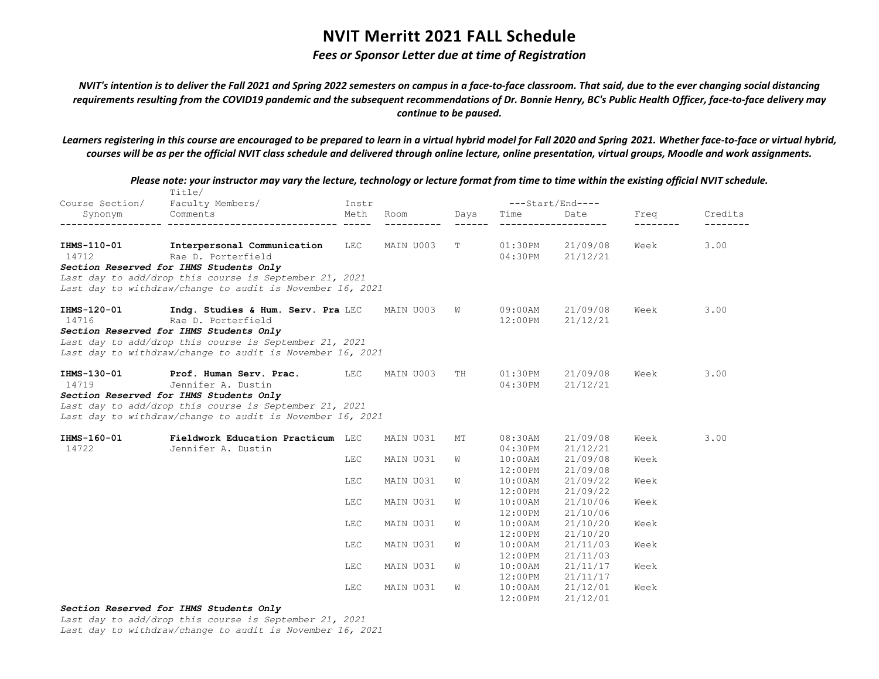# NVIT Merritt 2021 FALL Schedule

*Fees or Sponsor Letter due at time of Registration*

***NVIT's intention is to deliver the Fall 2021 and Spring 2022 semesters on campus in a face-to-face classroom. That said, due to the ever changing social distancing requirements resulting from the COVID19 pandemic and the subsequent recommendations of Dr. Bonnie Henry, BC's Public Health Officer, face-to-face delivery may continue to be paused.***

***Learners registering in this course are encouraged to be prepared to learn in a virtual hybrid model for Fall 2020 and Spring 2021. Whether face-to-face or virtual hybrid, courses will be as per the official NVIT class schedule and delivered through online lecture, online presentation, virtual groups, Moodle and work assignments.***

***Please note: your instructor may vary the lecture, technology or lecture format from time to time within the existing official NVIT schedule.***

| Course Section/ Synonym | Title/ Faculty Members/ Comments | Instr Meth | Room | Days | Start/End Time | Start/End Date | Freq | Credits |
|---|---|---|---|---|---|---|---|---|
| **IHMS-110-01** 14712 | **Interpersonal Communication** Rae D. Porterfield | LEC | MAIN U003 | T | 01:30PM 04:30PM | 21/09/08 21/12/21 | Week | 3.00 |
| ***Section Reserved for IHMS Students Only*** *Last day to add/drop this course is September 21, 2021* *Last day to withdraw/change to audit is November 16, 2021* | | | | | | | | |
| **IHMS-120-01** 14716 | **Indg. Studies & Hum. Serv. Pra** Rae D. Porterfield | LEC | MAIN U003 | W | 09:00AM 12:00PM | 21/09/08 21/12/21 | Week | 3.00 |
| ***Section Reserved for IHMS Students Only*** *Last day to add/drop this course is September 21, 2021* *Last day to withdraw/change to audit is November 16, 2021* | | | | | | | | |
| **IHMS-130-01** 14719 | **Prof. Human Serv. Prac.** Jennifer A. Dustin | LEC | MAIN U003 | TH | 01:30PM 04:30PM | 21/09/08 21/12/21 | Week | 3.00 |
| ***Section Reserved for IHMS Students Only*** *Last day to add/drop this course is September 21, 2021* *Last day to withdraw/change to audit is November 16, 2021* | | | | | | | | |
| **IHMS-160-01** 14722 | **Fieldwork Education Practicum** Jennifer A. Dustin | LEC | MAIN U031 | MT | 08:30AM 04:30PM | 21/09/08 21/12/21 | Week | 3.00 |
| | | LEC | MAIN U031 | W | 10:00AM 12:00PM | 21/09/08 21/09/08 | Week | |
| | | LEC | MAIN U031 | W | 10:00AM 12:00PM | 21/09/22 21/09/22 | Week | |
| | | LEC | MAIN U031 | W | 10:00AM 12:00PM | 21/10/06 21/10/06 | Week | |
| | | LEC | MAIN U031 | W | 10:00AM 12:00PM | 21/10/20 21/10/20 | Week | |
| | | LEC | MAIN U031 | W | 10:00AM 12:00PM | 21/11/03 21/11/03 | Week | |
| | | LEC | MAIN U031 | W | 10:00AM 12:00PM | 21/11/17 21/11/17 | Week | |
| | | LEC | MAIN U031 | W | 10:00AM 12:00PM | 21/12/01 21/12/01 | Week | |
| ***Section Reserved for IHMS Students Only*** *Last day to add/drop this course is September 21, 2021* *Last day to withdraw/change to audit is November 16, 2021* | | | | | | | | |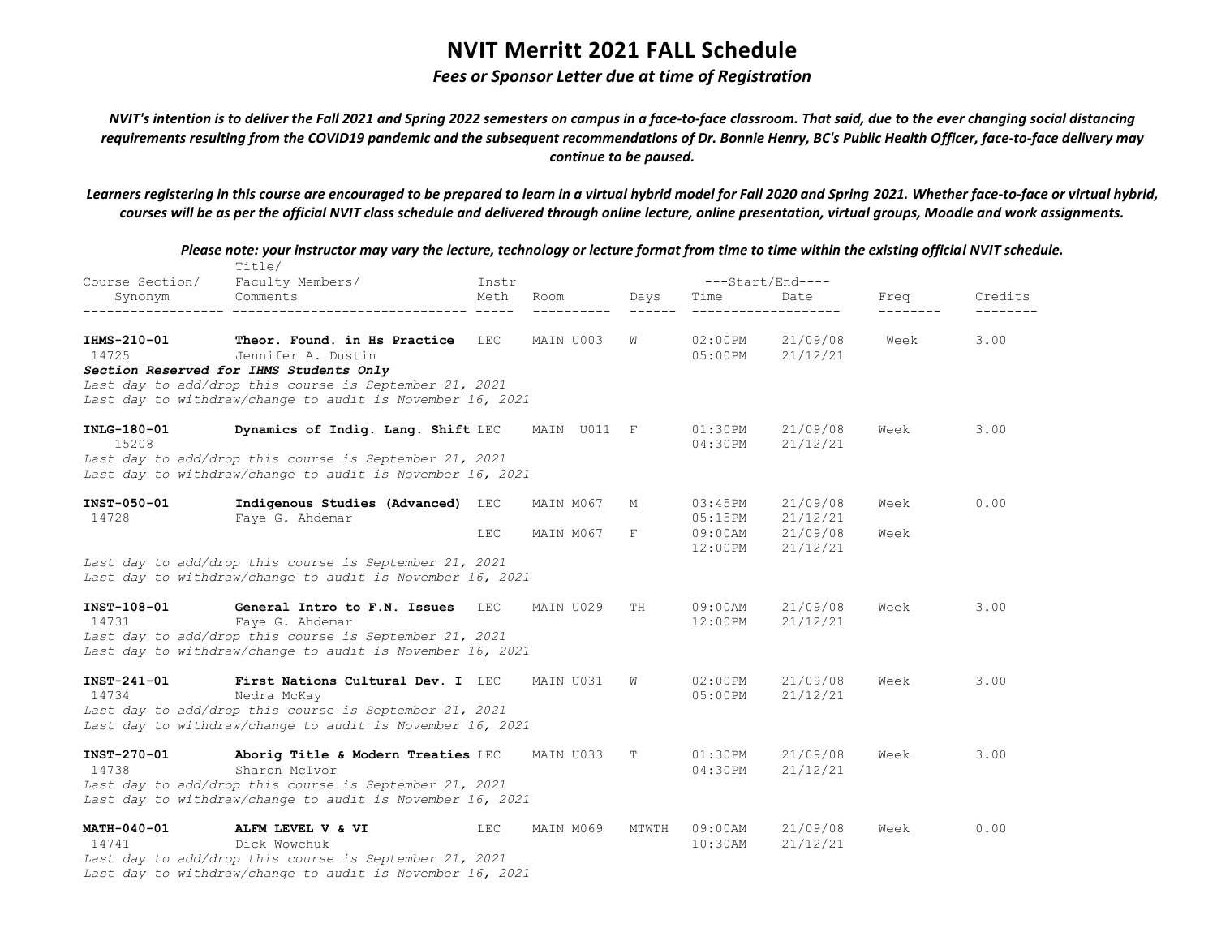# NVIT Merritt 2021 FALL Schedule

## *Fees or Sponsor Letter due at time of Registration*

***NVIT's intention is to deliver the Fall 2021 and Spring 2022 semesters on campus in a face-to-face classroom. That said, due to the ever changing social distancing requirements resulting from the COVID19 pandemic and the subsequent recommendations of Dr. Bonnie Henry, BC's Public Health Officer, face-to-face delivery may continue to be paused.***

***Learners registering in this course are encouraged to be prepared to learn in a virtual hybrid model for Fall 2020 and Spring 2021. Whether face-to-face or virtual hybrid, courses will be as per the official NVIT class schedule and delivered through online lecture, online presentation, virtual groups, Moodle and work assignments.***

***Please note: your instructor may vary the lecture, technology or lecture format from time to time within the existing official NVIT schedule.***

| Course Section/ Synonym | Title/ Faculty Members/ Comments | Instr Meth | Room | Days | Start/End Time | Start/End Date | Freq | Credits |
|---|---|---|---|---|---|---|---|---|
| **IHMS-210-01** 14725 | **Theor. Found. in Hs Practice** Jennifer A. Dustin | LEC | MAIN U003 | W | 02:00PM 05:00PM | 21/09/08 21/12/21 | Week | 3.00 |
| | ***Section Reserved for IHMS Students Only*** *Last day to add/drop this course is September 21, 2021* *Last day to withdraw/change to audit is November 16, 2021* | | | | | | | |
| **INLG-180-01** 15208 | **Dynamics of Indig. Lang. Shift** | LEC | MAIN U011 | F | 01:30PM 04:30PM | 21/09/08 21/12/21 | Week | 3.00 |
| | *Last day to add/drop this course is September 21, 2021* *Last day to withdraw/change to audit is November 16, 2021* | | | | | | | |
| **INST-050-01** 14728 | **Indigenous Studies (Advanced)** Faye G. Ahdemar | LEC | MAIN M067 | M | 03:45PM 05:15PM | 21/09/08 21/12/21 | Week | 0.00 |
| | | LEC | MAIN M067 | F | 09:00AM 12:00PM | 21/09/08 21/12/21 | Week | |
| | *Last day to add/drop this course is September 21, 2021* *Last day to withdraw/change to audit is November 16, 2021* | | | | | | | |
| **INST-108-01** 14731 | **General Intro to F.N. Issues** Faye G. Ahdemar | LEC | MAIN U029 | TH | 09:00AM 12:00PM | 21/09/08 21/12/21 | Week | 3.00 |
| | *Last day to add/drop this course is September 21, 2021* *Last day to withdraw/change to audit is November 16, 2021* | | | | | | | |
| **INST-241-01** 14734 | **First Nations Cultural Dev. I** Nedra McKay | LEC | MAIN U031 | W | 02:00PM 05:00PM | 21/09/08 21/12/21 | Week | 3.00 |
| | *Last day to add/drop this course is September 21, 2021* *Last day to withdraw/change to audit is November 16, 2021* | | | | | | | |
| **INST-270-01** 14738 | **Aborig Title & Modern Treaties** Sharon McIvor | LEC | MAIN U033 | T | 01:30PM 04:30PM | 21/09/08 21/12/21 | Week | 3.00 |
| | *Last day to add/drop this course is September 21, 2021* *Last day to withdraw/change to audit is November 16, 2021* | | | | | | | |
| **MATH-040-01** 14741 | **ALFM LEVEL V & VI** Dick Wowchuk | LEC | MAIN M069 | MTWTH | 09:00AM 10:30AM | 21/09/08 21/12/21 | Week | 0.00 |
| | *Last day to add/drop this course is September 21, 2021* *Last day to withdraw/change to audit is November 16, 2021* | | | | | | | |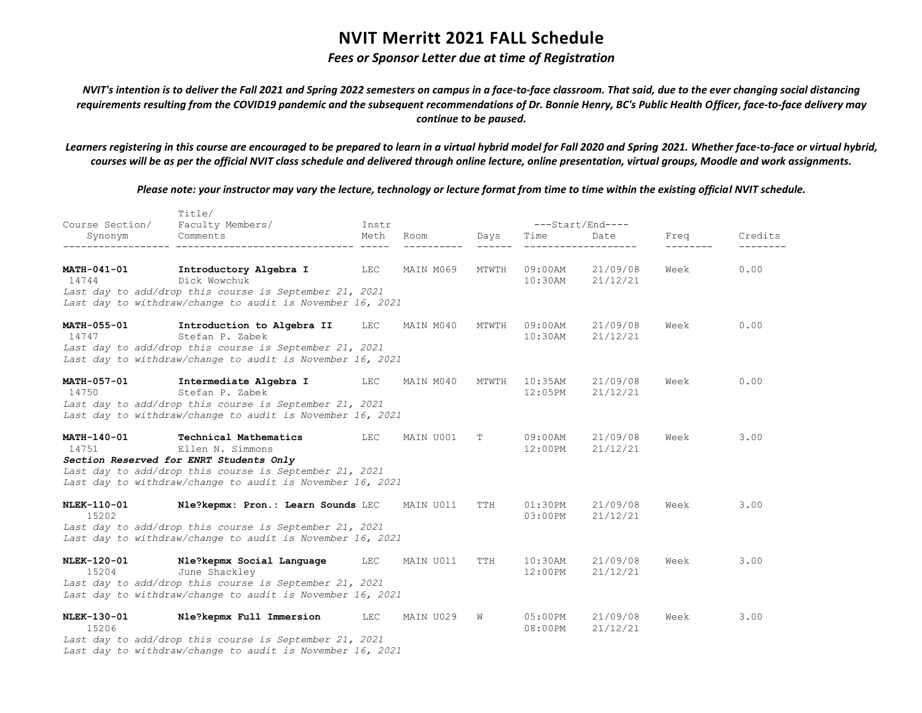# NVIT Merritt 2021 FALL Schedule

*Fees or Sponsor Letter due at time of Registration*

***NVIT's intention is to deliver the Fall 2021 and Spring 2022 semesters on campus in a face-to-face classroom. That said, due to the ever changing social distancing requirements resulting from the COVID19 pandemic and the subsequent recommendations of Dr. Bonnie Henry, BC's Public Health Officer, face-to-face delivery may continue to be paused.***

***Learners registering in this course are encouraged to be prepared to learn in a virtual hybrid model for Fall 2020 and Spring 2021. Whether face-to-face or virtual hybrid, courses will be as per the official NVIT class schedule and delivered through online lecture, online presentation, virtual groups, Moodle and work assignments.***

***Please note: your instructor may vary the lecture, technology or lecture format from time to time within the existing official NVIT schedule.***

| Course Section/ Synonym | Title/ Faculty Members/ Comments | Instr Meth | Room | Days | Start/End Time | Start/End Date | Freq | Credits |
|---|---|---|---|---|---|---|---|---|
| **MATH-041-01** 14744 | **Introductory Algebra I** Dick Wowchuk | LEC | MAIN M069 | MTWTH | 09:00AM 10:30AM | 21/09/08 21/12/21 | Week | 0.00 |
| *Last day to add/drop this course is September 21, 2021* *Last day to withdraw/change to audit is November 16, 2021* | | | | | | | | |
| **MATH-055-01** 14747 | **Introduction to Algebra II** Stefan P. Zabek | LEC | MAIN M040 | MTWTH | 09:00AM 10:30AM | 21/09/08 21/12/21 | Week | 0.00 |
| *Last day to add/drop this course is September 21, 2021* *Last day to withdraw/change to audit is November 16, 2021* | | | | | | | | |
| **MATH-057-01** 14750 | **Intermediate Algebra I** Stefan P. Zabek | LEC | MAIN M040 | MTWTH | 10:35AM 12:05PM | 21/09/08 21/12/21 | Week | 0.00 |
| *Last day to add/drop this course is September 21, 2021* *Last day to withdraw/change to audit is November 16, 2021* | | | | | | | | |
| **MATH-140-01** 14751 | **Technical Mathematics** Ellen N. Simmons | LEC | MAIN U001 | T | 09:00AM 12:00PM | 21/09/08 21/12/21 | Week | 3.00 |
| ***Section Reserved for ENRT Students Only*** *Last day to add/drop this course is September 21, 2021* *Last day to withdraw/change to audit is November 16, 2021* | | | | | | | | |
| **NLEK-110-01** 15202 | **Nle?kepmx: Pron.: Learn Sounds** | LEC | MAIN U011 | TTH | 01:30PM 03:00PM | 21/09/08 21/12/21 | Week | 3.00 |
| *Last day to add/drop this course is September 21, 2021* *Last day to withdraw/change to audit is November 16, 2021* | | | | | | | | |
| **NLEK-120-01** 15204 | **Nle?kepmx Social Language** June Shackley | LEC | MAIN U011 | TTH | 10:30AM 12:00PM | 21/09/08 21/12/21 | Week | 3.00 |
| *Last day to add/drop this course is September 21, 2021* *Last day to withdraw/change to audit is November 16, 2021* | | | | | | | | |
| **NLEK-130-01** 15206 | **Nle?kepmx Full Immersion** | LEC | MAIN U029 | W | 05:00PM 08:00PM | 21/09/08 21/12/21 | Week | 3.00 |
| *Last day to add/drop this course is September 21, 2021* *Last day to withdraw/change to audit is November 16, 2021* | | | | | | | | |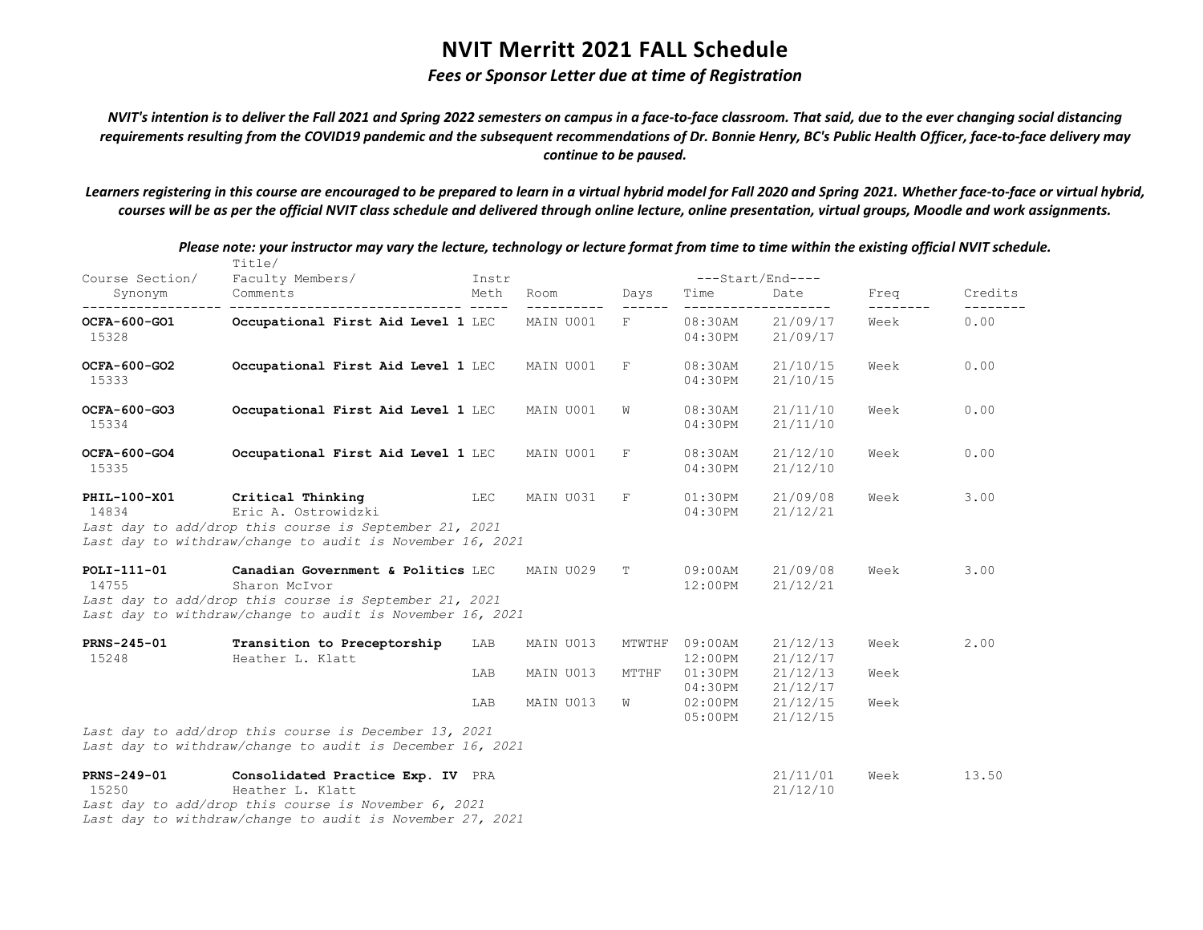# NVIT Merritt 2021 FALL Schedule

***Fees or Sponsor Letter due at time of Registration***

***NVIT's intention is to deliver the Fall 2021 and Spring 2022 semesters on campus in a face-to-face classroom. That said, due to the ever changing social distancing requirements resulting from the COVID19 pandemic and the subsequent recommendations of Dr. Bonnie Henry, BC's Public Health Officer, face-to-face delivery may continue to be paused.***

***Learners registering in this course are encouraged to be prepared to learn in a virtual hybrid model for Fall 2020 and Spring 2021. Whether face-to-face or virtual hybrid, courses will be as per the official NVIT class schedule and delivered through online lecture, online presentation, virtual groups, Moodle and work assignments.***

***Please note: your instructor may vary the lecture, technology or lecture format from time to time within the existing official NVIT schedule.***

| Course Section/ Synonym | Title/ Faculty Members/ Comments | Instr Meth | Room | Days | Start/End Time | Start/End Date | Freq | Credits |
|---|---|---|---|---|---|---|---|---|
| **OCFA-600-GO1** 15328 | **Occupational First Aid Level 1** | LEC | MAIN U001 | F | 08:30AM 04:30PM | 21/09/17 21/09/17 | Week | 0.00 |
| **OCFA-600-GO2** 15333 | **Occupational First Aid Level 1** | LEC | MAIN U001 | F | 08:30AM 04:30PM | 21/10/15 21/10/15 | Week | 0.00 |
| **OCFA-600-GO3** 15334 | **Occupational First Aid Level 1** | LEC | MAIN U001 | W | 08:30AM 04:30PM | 21/11/10 21/11/10 | Week | 0.00 |
| **OCFA-600-GO4** 15335 | **Occupational First Aid Level 1** | LEC | MAIN U001 | F | 08:30AM 04:30PM | 21/12/10 21/12/10 | Week | 0.00 |
| **PHIL-100-X01** 14834 | **Critical Thinking** Eric A. Ostrowidzki | LEC | MAIN U031 | F | 01:30PM 04:30PM | 21/09/08 21/12/21 | Week | 3.00 |
| | *Last day to add/drop this course is September 21, 2021* *Last day to withdraw/change to audit is November 16, 2021* | | | | | | | |
| **POLI-111-01** 14755 | **Canadian Government & Politics** Sharon McIvor | LEC | MAIN U029 | T | 09:00AM 12:00PM | 21/09/08 21/12/21 | Week | 3.00 |
| | *Last day to add/drop this course is September 21, 2021* *Last day to withdraw/change to audit is November 16, 2021* | | | | | | | |
| **PRNS-245-01** 15248 | **Transition to Preceptorship** Heather L. Klatt | LAB | MAIN U013 | MTWTHF | 09:00AM 12:00PM | 21/12/13 21/12/17 | Week | 2.00 |
| | | LAB | MAIN U013 | MTTHF | 01:30PM 04:30PM | 21/12/13 21/12/17 | Week | |
| | | LAB | MAIN U013 | W | 02:00PM 05:00PM | 21/12/15 21/12/15 | Week | |
| | *Last day to add/drop this course is December 13, 2021* *Last day to withdraw/change to audit is December 16, 2021* | | | | | | | |
| **PRNS-249-01** 15250 | **Consolidated Practice Exp. IV** Heather L. Klatt | PRA | | | | 21/11/01 21/12/10 | Week | 13.50 |
| | *Last day to add/drop this course is November 6, 2021* *Last day to withdraw/change to audit is November 27, 2021* | | | | | | | |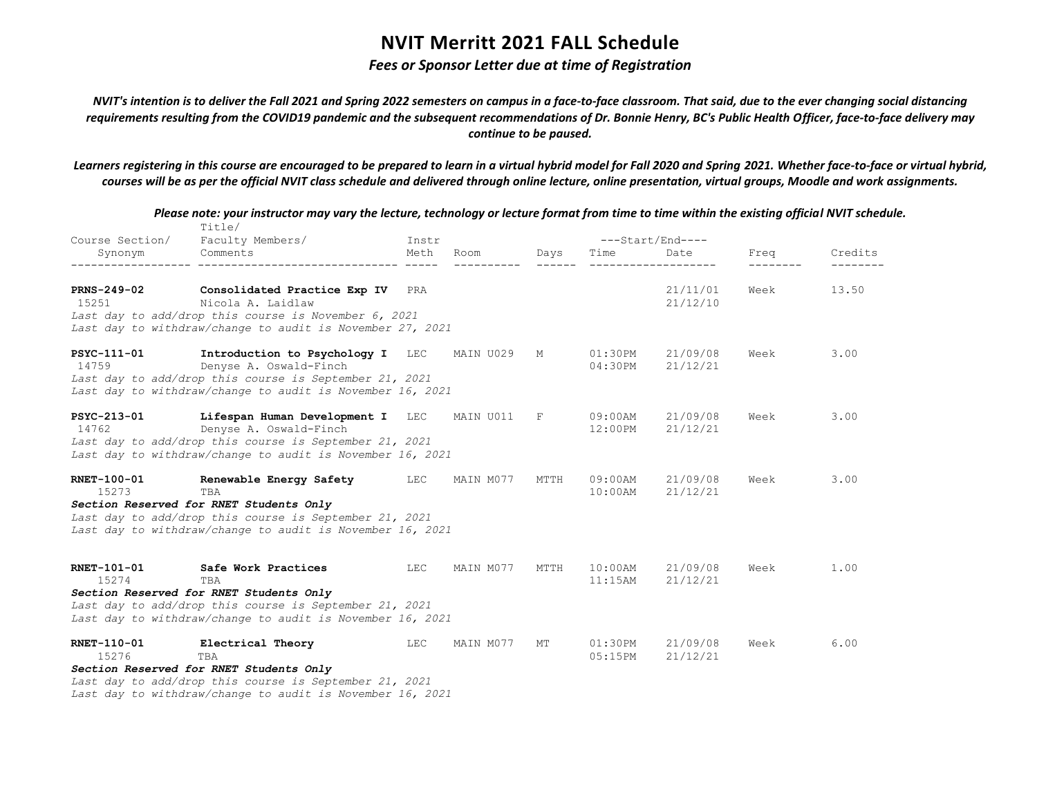# NVIT Merritt 2021 FALL Schedule

***Fees or Sponsor Letter due at time of Registration***

***NVIT's intention is to deliver the Fall 2021 and Spring 2022 semesters on campus in a face-to-face classroom. That said, due to the ever changing social distancing requirements resulting from the COVID19 pandemic and the subsequent recommendations of Dr. Bonnie Henry, BC's Public Health Officer, face-to-face delivery may continue to be paused.***

***Learners registering in this course are encouraged to be prepared to learn in a virtual hybrid model for Fall 2020 and Spring 2021. Whether face-to-face or virtual hybrid, courses will be as per the official NVIT class schedule and delivered through online lecture, online presentation, virtual groups, Moodle and work assignments.***

***Please note: your instructor may vary the lecture, technology or lecture format from time to time within the existing official NVIT schedule.***

| Course Section/ Synonym | Title/ Faculty Members/ Comments | Instr Meth | Room | Days | Start/End Time | Start/End Date | Freq | Credits |
|---|---|---|---|---|---|---|---|---|
| **PRNS-249-02** 15251 | **Consolidated Practice Exp IV** Nicola A. Laidlaw *Last day to add/drop this course is November 6, 2021* *Last day to withdraw/change to audit is November 27, 2021* | PRA | | | | 21/11/01 21/12/10 | Week | 13.50 |
| **PSYC-111-01** 14759 | **Introduction to Psychology I** Denyse A. Oswald-Finch *Last day to add/drop this course is September 21, 2021* *Last day to withdraw/change to audit is November 16, 2021* | LEC | MAIN U029 | M | 01:30PM 04:30PM | 21/09/08 21/12/21 | Week | 3.00 |
| **PSYC-213-01** 14762 | **Lifespan Human Development I** Denyse A. Oswald-Finch *Last day to add/drop this course is September 21, 2021* *Last day to withdraw/change to audit is November 16, 2021* | LEC | MAIN U011 | F | 09:00AM 12:00PM | 21/09/08 21/12/21 | Week | 3.00 |
| **RNET-100-01** 15273 | **Renewable Energy Safety** TBA ***Section Reserved for RNET Students Only*** *Last day to add/drop this course is September 21, 2021* *Last day to withdraw/change to audit is November 16, 2021* | LEC | MAIN M077 | MTTH | 09:00AM 10:00AM | 21/09/08 21/12/21 | Week | 3.00 |
| **RNET-101-01** 15274 | **Safe Work Practices** TBA ***Section Reserved for RNET Students Only*** *Last day to add/drop this course is September 21, 2021* *Last day to withdraw/change to audit is November 16, 2021* | LEC | MAIN M077 | MTTH | 10:00AM 11:15AM | 21/09/08 21/12/21 | Week | 1.00 |
| **RNET-110-01** 15276 | **Electrical Theory** TBA ***Section Reserved for RNET Students Only*** *Last day to add/drop this course is September 21, 2021* *Last day to withdraw/change to audit is November 16, 2021* | LEC | MAIN M077 | MT | 01:30PM 05:15PM | 21/09/08 21/12/21 | Week | 6.00 |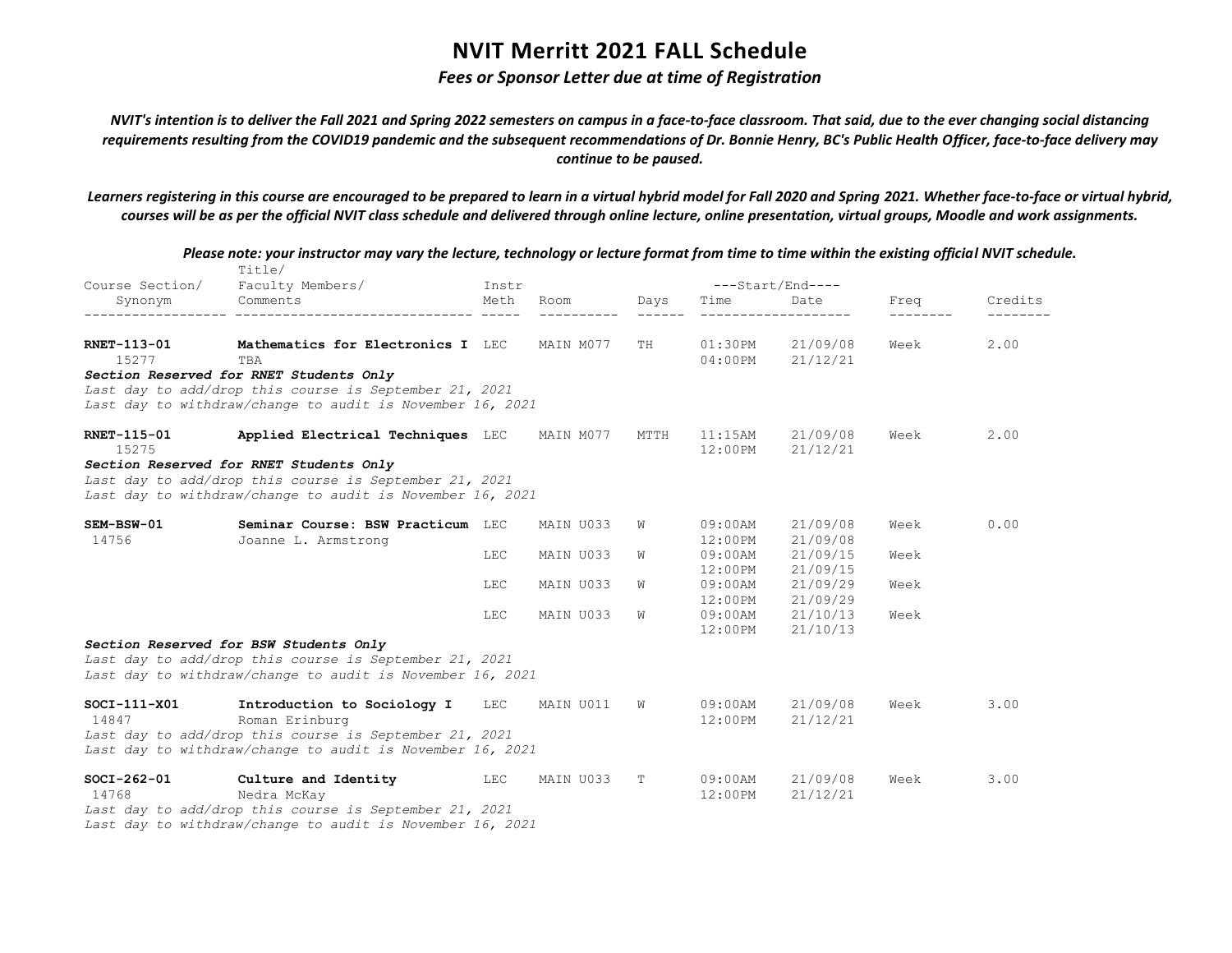# NVIT Merritt 2021 FALL Schedule

***Fees or Sponsor Letter due at time of Registration***

***NVIT's intention is to deliver the Fall 2021 and Spring 2022 semesters on campus in a face-to-face classroom. That said, due to the ever changing social distancing requirements resulting from the COVID19 pandemic and the subsequent recommendations of Dr. Bonnie Henry, BC's Public Health Officer, face-to-face delivery may continue to be paused.***

***Learners registering in this course are encouraged to be prepared to learn in a virtual hybrid model for Fall 2020 and Spring 2021. Whether face-to-face or virtual hybrid, courses will be as per the official NVIT class schedule and delivered through online lecture, online presentation, virtual groups, Moodle and work assignments.***

***Please note: your instructor may vary the lecture, technology or lecture format from time to time within the existing official NVIT schedule.***

| Course Section/ Synonym | Title/ Faculty Members/ Comments | Instr Meth | Room | Days | Start/End Time | Start/End Date | Freq | Credits |
|---|---|---|---|---|---|---|---|---|
| **RNET-113-01** 15277 | **Mathematics for Electronics I** TBA | LEC | MAIN M077 | TH | 01:30PM 04:00PM | 21/09/08 21/12/21 | Week | 2.00 |
| | ***Section Reserved for RNET Students Only*** | | | | | | | |
| | *Last day to add/drop this course is September 21, 2021* | | | | | | | |
| | *Last day to withdraw/change to audit is November 16, 2021* | | | | | | | |
| **RNET-115-01** 15275 | **Applied Electrical Techniques** | LEC | MAIN M077 | MTTH | 11:15AM 12:00PM | 21/09/08 21/12/21 | Week | 2.00 |
| | ***Section Reserved for RNET Students Only*** | | | | | | | |
| | *Last day to add/drop this course is September 21, 2021* | | | | | | | |
| | *Last day to withdraw/change to audit is November 16, 2021* | | | | | | | |
| **SEM-BSW-01** 14756 | **Seminar Course: BSW Practicum** Joanne L. Armstrong | LEC | MAIN U033 | W | 09:00AM 12:00PM | 21/09/08 21/09/08 | Week | 0.00 |
| | | LEC | MAIN U033 | W | 09:00AM 12:00PM | 21/09/15 21/09/15 | Week | |
| | | LEC | MAIN U033 | W | 09:00AM 12:00PM | 21/09/29 21/09/29 | Week | |
| | | LEC | MAIN U033 | W | 09:00AM 12:00PM | 21/10/13 21/10/13 | Week | |
| | ***Section Reserved for BSW Students Only*** | | | | | | | |
| | *Last day to add/drop this course is September 21, 2021* | | | | | | | |
| | *Last day to withdraw/change to audit is November 16, 2021* | | | | | | | |
| **SOCI-111-X01** 14847 | **Introduction to Sociology I** Roman Erinburg | LEC | MAIN U011 | W | 09:00AM 12:00PM | 21/09/08 21/12/21 | Week | 3.00 |
| | *Last day to add/drop this course is September 21, 2021* | | | | | | | |
| | *Last day to withdraw/change to audit is November 16, 2021* | | | | | | | |
| **SOCI-262-01** 14768 | **Culture and Identity** Nedra McKay | LEC | MAIN U033 | T | 09:00AM 12:00PM | 21/09/08 21/12/21 | Week | 3.00 |
| | *Last day to add/drop this course is September 21, 2021* | | | | | | | |
| | *Last day to withdraw/change to audit is November 16, 2021* | | | | | | | |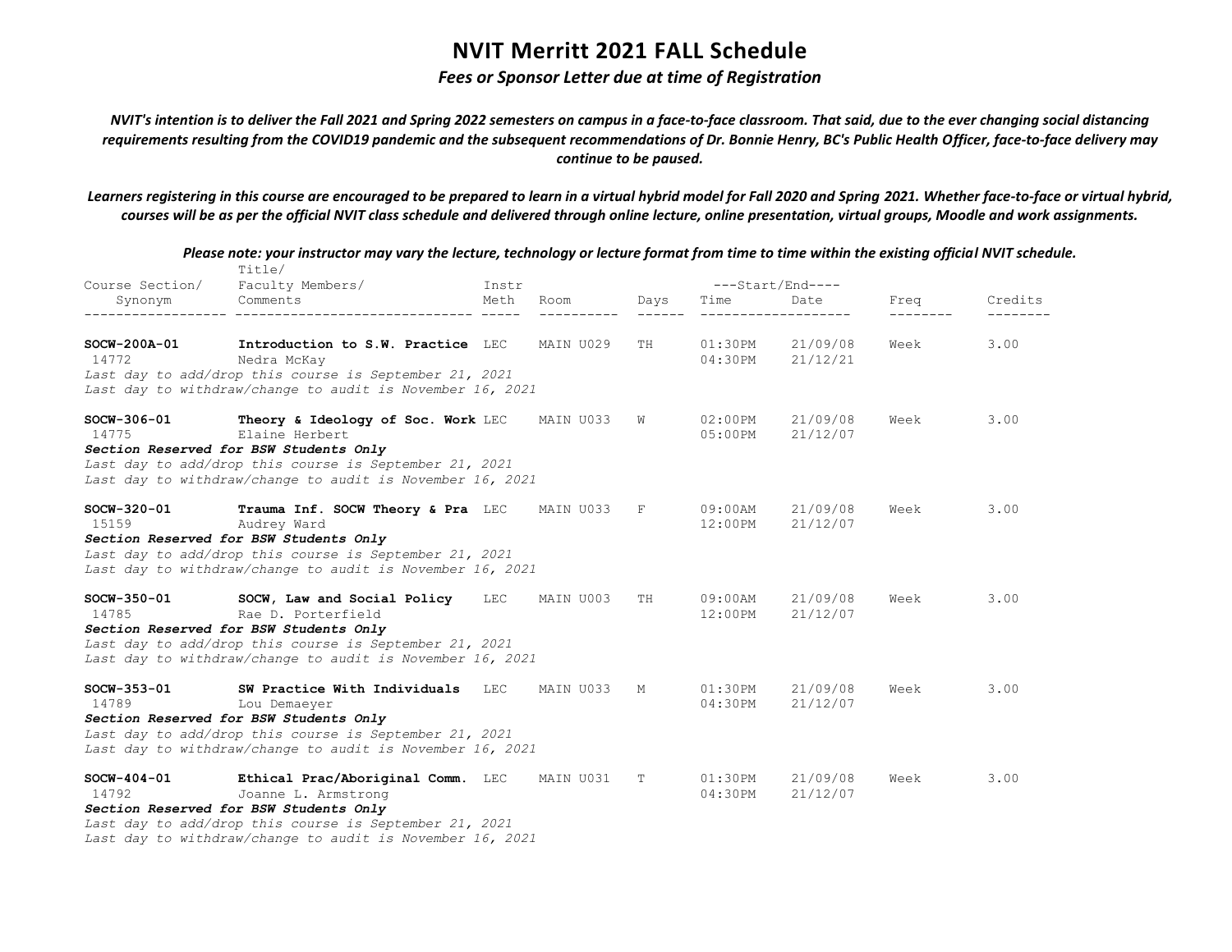# NVIT Merritt 2021 FALL Schedule

***Fees or Sponsor Letter due at time of Registration***

***NVIT's intention is to deliver the Fall 2021 and Spring 2022 semesters on campus in a face-to-face classroom. That said, due to the ever changing social distancing requirements resulting from the COVID19 pandemic and the subsequent recommendations of Dr. Bonnie Henry, BC's Public Health Officer, face-to-face delivery may continue to be paused.***

***Learners registering in this course are encouraged to be prepared to learn in a virtual hybrid model for Fall 2020 and Spring 2021. Whether face-to-face or virtual hybrid, courses will be as per the official NVIT class schedule and delivered through online lecture, online presentation, virtual groups, Moodle and work assignments.***

***Please note: your instructor may vary the lecture, technology or lecture format from time to time within the existing official NVIT schedule.***

| Course Section/ Synonym | Title/ Faculty Members/ Comments | Instr Meth | Room | Days | Start/End Time | Start/End Date | Freq | Credits |
|---|---|---|---|---|---|---|---|---|
| **SOCW-200A-01** 14772 | **Introduction to S.W. Practice** Nedra McKay *Last day to add/drop this course is September 21, 2021* *Last day to withdraw/change to audit is November 16, 2021* | LEC | MAIN U029 | TH | 01:30PM 04:30PM | 21/09/08 21/12/21 | Week | 3.00 |
| **SOCW-306-01** 14775 | **Theory & Ideology of Soc. Work** Elaine Herbert ***Section Reserved for BSW Students Only*** *Last day to add/drop this course is September 21, 2021* *Last day to withdraw/change to audit is November 16, 2021* | LEC | MAIN U033 | W | 02:00PM 05:00PM | 21/09/08 21/12/07 | Week | 3.00 |
| **SOCW-320-01** 15159 | **Trauma Inf. SOCW Theory & Pra** Audrey Ward ***Section Reserved for BSW Students Only*** *Last day to add/drop this course is September 21, 2021* *Last day to withdraw/change to audit is November 16, 2021* | LEC | MAIN U033 | F | 09:00AM 12:00PM | 21/09/08 21/12/07 | Week | 3.00 |
| **SOCW-350-01** 14785 | **SOCW, Law and Social Policy** Rae D. Porterfield ***Section Reserved for BSW Students Only*** *Last day to add/drop this course is September 21, 2021* *Last day to withdraw/change to audit is November 16, 2021* | LEC | MAIN U003 | TH | 09:00AM 12:00PM | 21/09/08 21/12/07 | Week | 3.00 |
| **SOCW-353-01** 14789 | **SW Practice With Individuals** Lou Demaeyer ***Section Reserved for BSW Students Only*** *Last day to add/drop this course is September 21, 2021* *Last day to withdraw/change to audit is November 16, 2021* | LEC | MAIN U033 | M | 01:30PM 04:30PM | 21/09/08 21/12/07 | Week | 3.00 |
| **SOCW-404-01** 14792 | **Ethical Prac/Aboriginal Comm.** Joanne L. Armstrong ***Section Reserved for BSW Students Only*** *Last day to add/drop this course is September 21, 2021* *Last day to withdraw/change to audit is November 16, 2021* | LEC | MAIN U031 | T | 01:30PM 04:30PM | 21/09/08 21/12/07 | Week | 3.00 |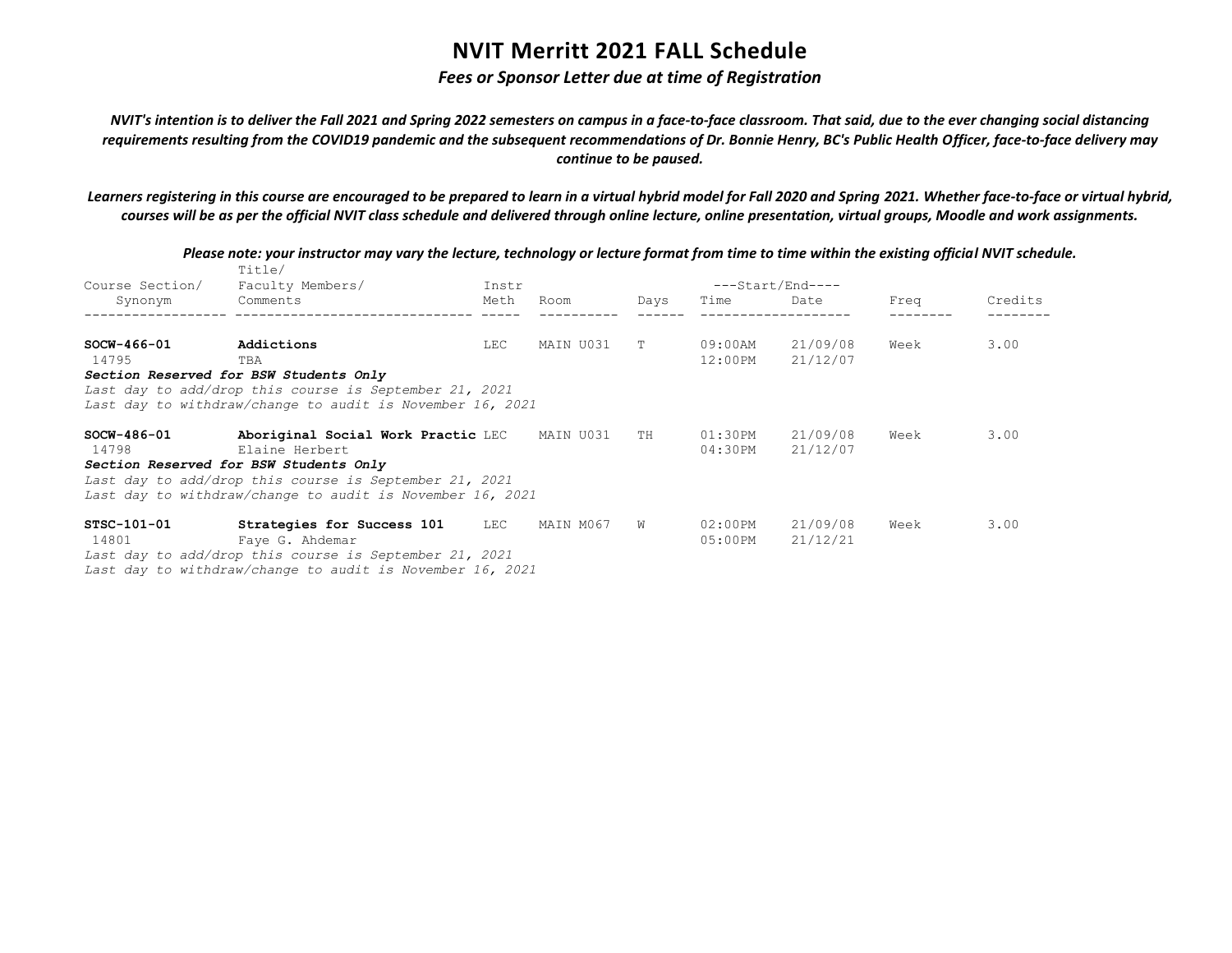# NVIT Merritt 2021 FALL Schedule

***Fees or Sponsor Letter due at time of Registration***

***NVIT's intention is to deliver the Fall 2021 and Spring 2022 semesters on campus in a face-to-face classroom. That said, due to the ever changing social distancing requirements resulting from the COVID19 pandemic and the subsequent recommendations of Dr. Bonnie Henry, BC's Public Health Officer, face-to-face delivery may continue to be paused.***

***Learners registering in this course are encouraged to be prepared to learn in a virtual hybrid model for Fall 2020 and Spring 2021. Whether face-to-face or virtual hybrid, courses will be as per the official NVIT class schedule and delivered through online lecture, online presentation, virtual groups, Moodle and work assignments.***

***Please note: your instructor may vary the lecture, technology or lecture format from time to time within the existing official NVIT schedule.***

| Course Section/ Synonym | Title/ Faculty Members/ Comments | Instr Meth | Room | Days | Start/End Time | Start/End Date | Freq | Credits |
|---|---|---|---|---|---|---|---|---|
| **SOCW-466-01** 14795 | **Addictions** TBA | LEC | MAIN U031 | T | 09:00AM 12:00PM | 21/09/08 21/12/07 | Week | 3.00 |
| ***Section Reserved for BSW Students Only*** *Last day to add/drop this course is September 21, 2021* *Last day to withdraw/change to audit is November 16, 2021* | | | | | | | | |
| **SOCW-486-01** 14798 | **Aboriginal Social Work Practic** Elaine Herbert | LEC | MAIN U031 | TH | 01:30PM 04:30PM | 21/09/08 21/12/07 | Week | 3.00 |
| ***Section Reserved for BSW Students Only*** *Last day to add/drop this course is September 21, 2021* *Last day to withdraw/change to audit is November 16, 2021* | | | | | | | | |
| **STSC-101-01** 14801 | **Strategies for Success 101** Faye G. Ahdemar | LEC | MAIN M067 | W | 02:00PM 05:00PM | 21/09/08 21/12/21 | Week | 3.00 |
| *Last day to add/drop this course is September 21, 2021* *Last day to withdraw/change to audit is November 16, 2021* | | | | | | | | |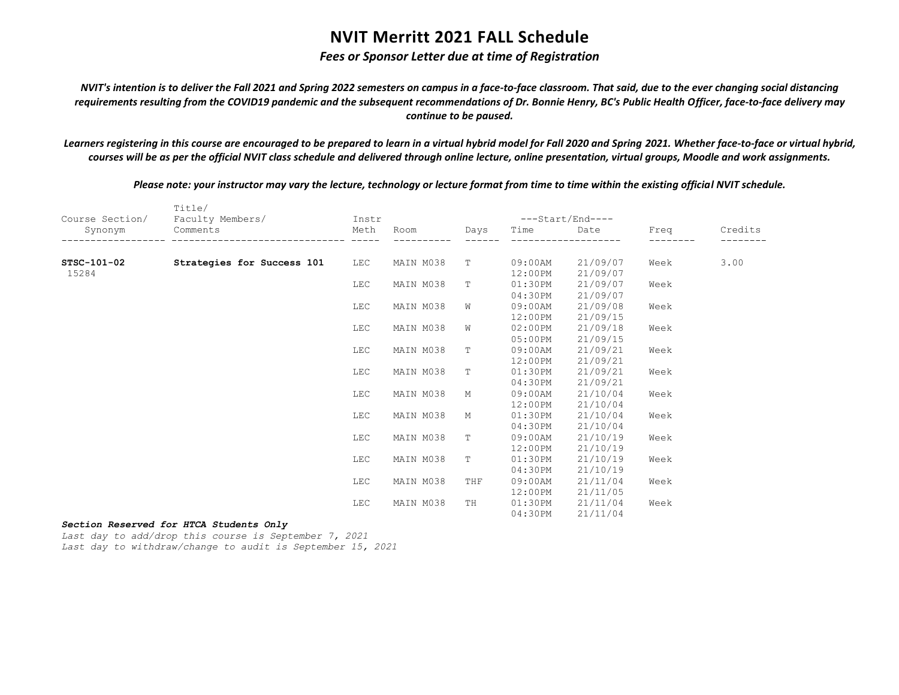# NVIT Merritt 2021 FALL Schedule

*Fees or Sponsor Letter due at time of Registration*

***NVIT's intention is to deliver the Fall 2021 and Spring 2022 semesters on campus in a face-to-face classroom. That said, due to the ever changing social distancing requirements resulting from the COVID19 pandemic and the subsequent recommendations of Dr. Bonnie Henry, BC's Public Health Officer, face-to-face delivery may continue to be paused.***

***Learners registering in this course are encouraged to be prepared to learn in a virtual hybrid model for Fall 2020 and Spring 2021. Whether face-to-face or virtual hybrid, courses will be as per the official NVIT class schedule and delivered through online lecture, online presentation, virtual groups, Moodle and work assignments.***

***Please note: your instructor may vary the lecture, technology or lecture format from time to time within the existing official NVIT schedule.***

| Course Section/ Synonym | Title/ Faculty Members/ Comments | Instr Meth | Room | Days | Start/End Time | Start/End Date | Freq | Credits |
|---|---|---|---|---|---|---|---|---|
| **STSC-101-02** 15284 | **Strategies for Success 101** | LEC | MAIN M038 | T | 09:00AM 12:00PM | 21/09/07 21/09/07 | Week | 3.00 |
| | | LEC | MAIN M038 | T | 01:30PM 04:30PM | 21/09/07 21/09/07 | Week | |
| | | LEC | MAIN M038 | W | 09:00AM 12:00PM | 21/09/08 21/09/15 | Week | |
| | | LEC | MAIN M038 | W | 02:00PM 05:00PM | 21/09/18 21/09/15 | Week | |
| | | LEC | MAIN M038 | T | 09:00AM 12:00PM | 21/09/21 21/09/21 | Week | |
| | | LEC | MAIN M038 | T | 01:30PM 04:30PM | 21/09/21 21/09/21 | Week | |
| | | LEC | MAIN M038 | M | 09:00AM 12:00PM | 21/10/04 21/10/04 | Week | |
| | | LEC | MAIN M038 | M | 01:30PM 04:30PM | 21/10/04 21/10/04 | Week | |
| | | LEC | MAIN M038 | T | 09:00AM 12:00PM | 21/10/19 21/10/19 | Week | |
| | | LEC | MAIN M038 | T | 01:30PM 04:30PM | 21/10/19 21/10/19 | Week | |
| | | LEC | MAIN M038 | THF | 09:00AM 12:00PM | 21/11/04 21/11/05 | Week | |
| | | LEC | MAIN M038 | TH | 01:30PM 04:30PM | 21/11/04 21/11/04 | Week | |

***Section Reserved for HTCA Students Only***

*Last day to add/drop this course is September 7, 2021*

*Last day to withdraw/change to audit is September 15, 2021*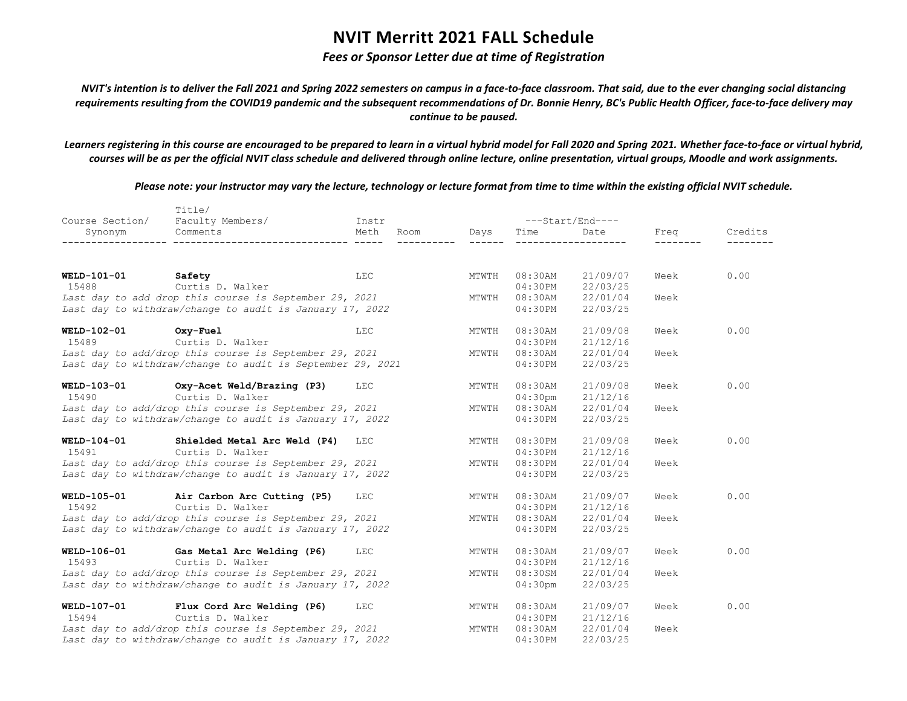# NVIT Merritt 2021 FALL Schedule

*Fees or Sponsor Letter due at time of Registration*

*NVIT's intention is to deliver the Fall 2021 and Spring 2022 semesters on campus in a face-to-face classroom. That said, due to the ever changing social distancing requirements resulting from the COVID19 pandemic and the subsequent recommendations of Dr. Bonnie Henry, BC's Public Health Officer, face-to-face delivery may continue to be paused.*

*Learners registering in this course are encouraged to be prepared to learn in a virtual hybrid model for Fall 2020 and Spring 2021. Whether face-to-face or virtual hybrid, courses will be as per the official NVIT class schedule and delivered through online lecture, online presentation, virtual groups, Moodle and work assignments.*

*Please note: your instructor may vary the lecture, technology or lecture format from time to time within the existing official NVIT schedule.*

| Course Section/ Synonym | Title/ Faculty Members/ Comments | Instr Meth | Room | Days | Start/End Time | Start/End Date | Freq | Credits |
|---|---|---|---|---|---|---|---|---|
| **WELD-101-01** | **Safety** | LEC | | MTWTH | 08:30AM | 21/09/07 | Week | 0.00 |
| 15488 | Curtis D. Walker | | | | 04:30PM | 22/03/25 | | |
| *Last day to add drop this course is September 29, 2021* | | | | MTWTH | 08:30AM | 22/01/04 | Week | |
| *Last day to withdraw/change to audit is January 17, 2022* | | | | | 04:30PM | 22/03/25 | | |
| **WELD-102-01** | **Oxy-Fuel** | LEC | | MTWTH | 08:30AM | 21/09/08 | Week | 0.00 |
| 15489 | Curtis D. Walker | | | | 04:30PM | 21/12/16 | | |
| *Last day to add/drop this course is September 29, 2021* | | | | MTWTH | 08:30AM | 22/01/04 | Week | |
| *Last day to withdraw/change to audit is September 29, 2021* | | | | | 04:30PM | 22/03/25 | | |
| **WELD-103-01** | **Oxy-Acet Weld/Brazing (P3)** | LEC | | MTWTH | 08:30AM | 21/09/08 | Week | 0.00 |
| 15490 | Curtis D. Walker | | | | 04:30pm | 21/12/16 | | |
| *Last day to add/drop this course is September 29, 2021* | | | | MTWTH | 08:30AM | 22/01/04 | Week | |
| *Last day to withdraw/change to audit is January 17, 2022* | | | | | 04:30PM | 22/03/25 | | |
| **WELD-104-01** | **Shielded Metal Arc Weld (P4)** | LEC | | MTWTH | 08:30PM | 21/09/08 | Week | 0.00 |
| 15491 | Curtis D. Walker | | | | 04:30PM | 21/12/16 | | |
| *Last day to add/drop this course is September 29, 2021* | | | | MTWTH | 08:30PM | 22/01/04 | Week | |
| *Last day to withdraw/change to audit is January 17, 2022* | | | | | 04:30PM | 22/03/25 | | |
| **WELD-105-01** | **Air Carbon Arc Cutting (P5)** | LEC | | MTWTH | 08:30AM | 21/09/07 | Week | 0.00 |
| 15492 | Curtis D. Walker | | | | 04:30PM | 21/12/16 | | |
| *Last day to add/drop this course is September 29, 2021* | | | | MTWTH | 08:30AM | 22/01/04 | Week | |
| *Last day to withdraw/change to audit is January 17, 2022* | | | | | 04:30PM | 22/03/25 | | |
| **WELD-106-01** | **Gas Metal Arc Welding (P6)** | LEC | | MTWTH | 08:30AM | 21/09/07 | Week | 0.00 |
| 15493 | Curtis D. Walker | | | | 04:30PM | 21/12/16 | | |
| *Last day to add/drop this course is September 29, 2021* | | | | MTWTH | 08:30SM | 22/01/04 | Week | |
| *Last day to withdraw/change to audit is January 17, 2022* | | | | | 04:30pm | 22/03/25 | | |
| **WELD-107-01** | **Flux Cord Arc Welding (P6)** | LEC | | MTWTH | 08:30AM | 21/09/07 | Week | 0.00 |
| 15494 | Curtis D. Walker | | | | 04:30PM | 21/12/16 | | |
| *Last day to add/drop this course is September 29, 2021* | | | | MTWTH | 08:30AM | 22/01/04 | Week | |
| *Last day to withdraw/change to audit is January 17, 2022* | | | | | 04:30PM | 22/03/25 | | |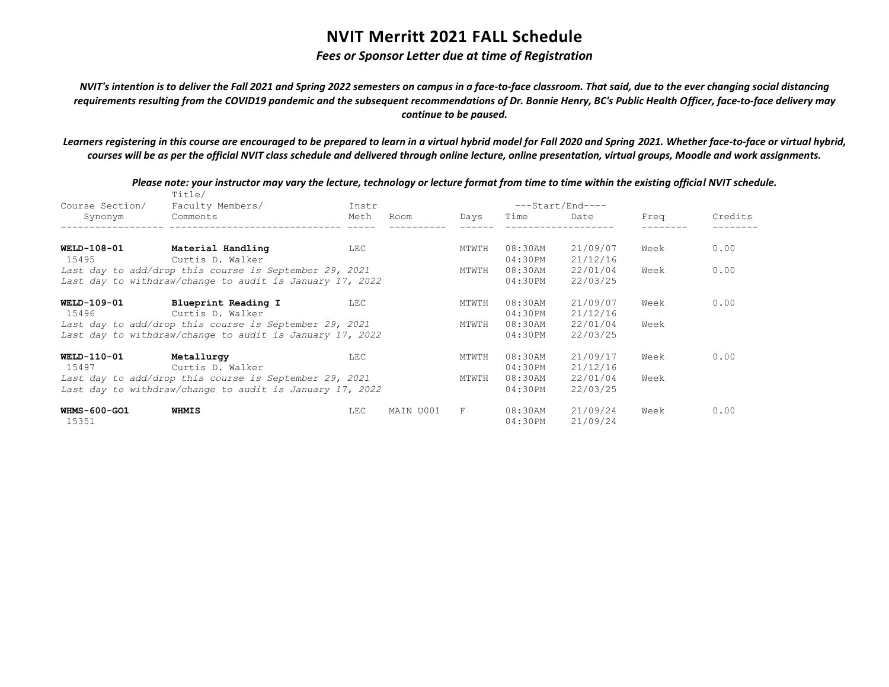# NVIT Merritt 2021 FALL Schedule

***Fees or Sponsor Letter due at time of Registration***

***NVIT's intention is to deliver the Fall 2021 and Spring 2022 semesters on campus in a face-to-face classroom. That said, due to the ever changing social distancing requirements resulting from the COVID19 pandemic and the subsequent recommendations of Dr. Bonnie Henry, BC's Public Health Officer, face-to-face delivery may continue to be paused.***

***Learners registering in this course are encouraged to be prepared to learn in a virtual hybrid model for Fall 2020 and Spring 2021. Whether face-to-face or virtual hybrid, courses will be as per the official NVIT class schedule and delivered through online lecture, online presentation, virtual groups, Moodle and work assignments.***

***Please note: your instructor may vary the lecture, technology or lecture format from time to time within the existing official NVIT schedule.***

| Course Section/ Synonym | Title/ Faculty Members/ Comments | Instr Meth | Room | Days | Start/End Time | Start/End Date | Freq | Credits |
|---|---|---|---|---|---|---|---|---|
| **WELD-108-01** | **Material Handling** | LEC | | MTWTH | 08:30AM | 21/09/07 | Week | 0.00 |
| 15495 | Curtis D. Walker | | | | 04:30PM | 21/12/16 | | |
| | *Last day to add/drop this course is September 29, 2021* | | | MTWTH | 08:30AM | 22/01/04 | Week | 0.00 |
| | *Last day to withdraw/change to audit is January 17, 2022* | | | | 04:30PM | 22/03/25 | | |
| **WELD-109-01** | **Blueprint Reading I** | LEC | | MTWTH | 08:30AM | 21/09/07 | Week | 0.00 |
| 15496 | Curtis D. Walker | | | | 04:30PM | 21/12/16 | | |
| | *Last day to add/drop this course is September 29, 2021* | | | MTWTH | 08:30AM | 22/01/04 | Week | |
| | *Last day to withdraw/change to audit is January 17, 2022* | | | | 04:30PM | 22/03/25 | | |
| **WELD-110-01** | **Metallurgy** | LEC | | MTWTH | 08:30AM | 21/09/17 | Week | 0.00 |
| 15497 | Curtis D. Walker | | | | 04:30PM | 21/12/16 | | |
| | *Last day to add/drop this course is September 29, 2021* | | | MTWTH | 08:30AM | 22/01/04 | Week | |
| | *Last day to withdraw/change to audit is January 17, 2022* | | | | 04:30PM | 22/03/25 | | |
| **WHMS-600-GO1** | **WHMIS** | LEC | MAIN U001 | F | 08:30AM | 21/09/24 | Week | 0.00 |
| 15351 | | | | | 04:30PM | 21/09/24 | | |